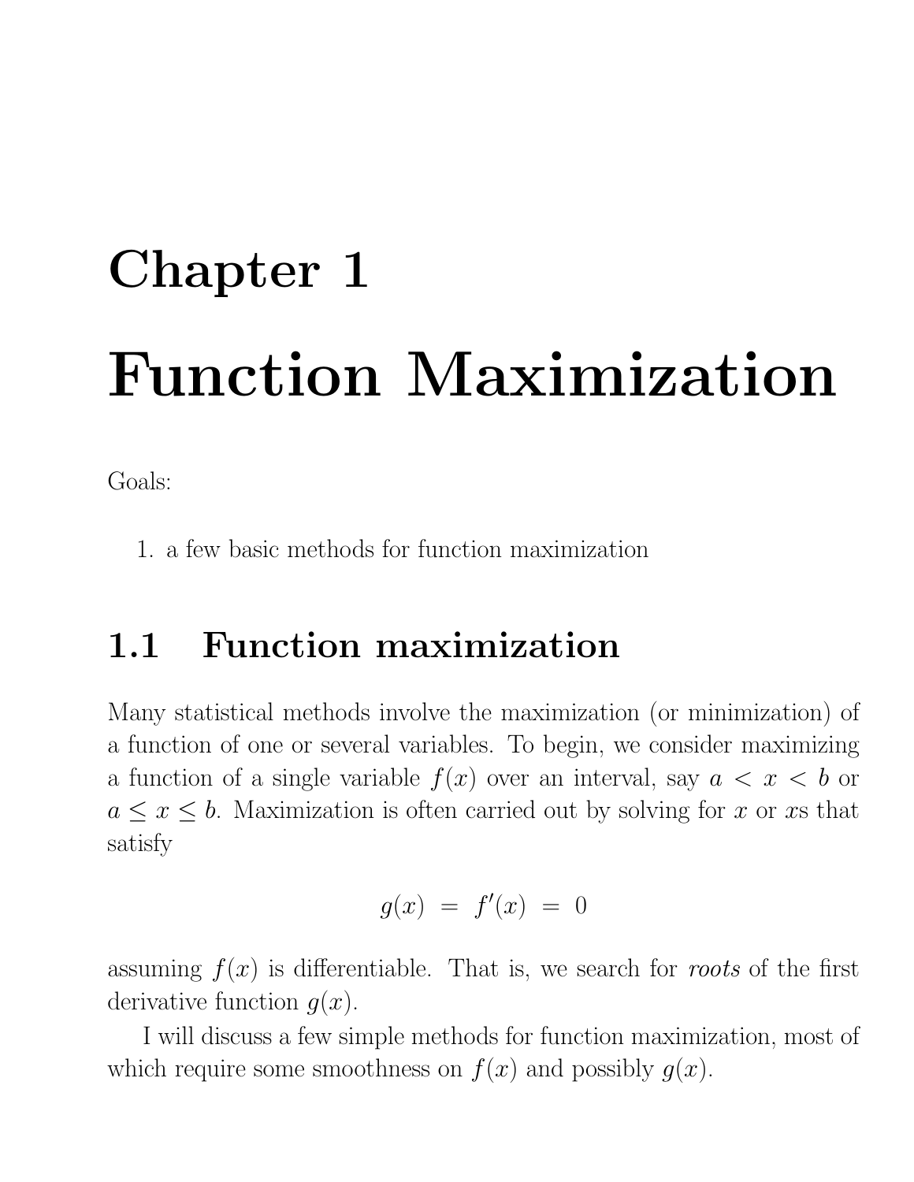# Chapter 1

# Function Maximization

Goals:

1. a few basic methods for function maximization

## 1.1 Function maximization

Many statistical methods involve the maximization (or minimization) of a function of one or several variables. To begin, we consider maximizing a function of a single variable $f(x)$ over an interval, say $a < x < b$ or $a \leq x \leq b$. Maximization is often carried out by solving for $x$ or $x$s that satisfy

$$g(x) = f'(x) = 0$$

assuming $f(x)$ is differentiable. That is, we search for *roots* of the first derivative function $g(x)$.

I will discuss a few simple methods for function maximization, most of which require some smoothness on $f(x)$ and possibly $g(x)$.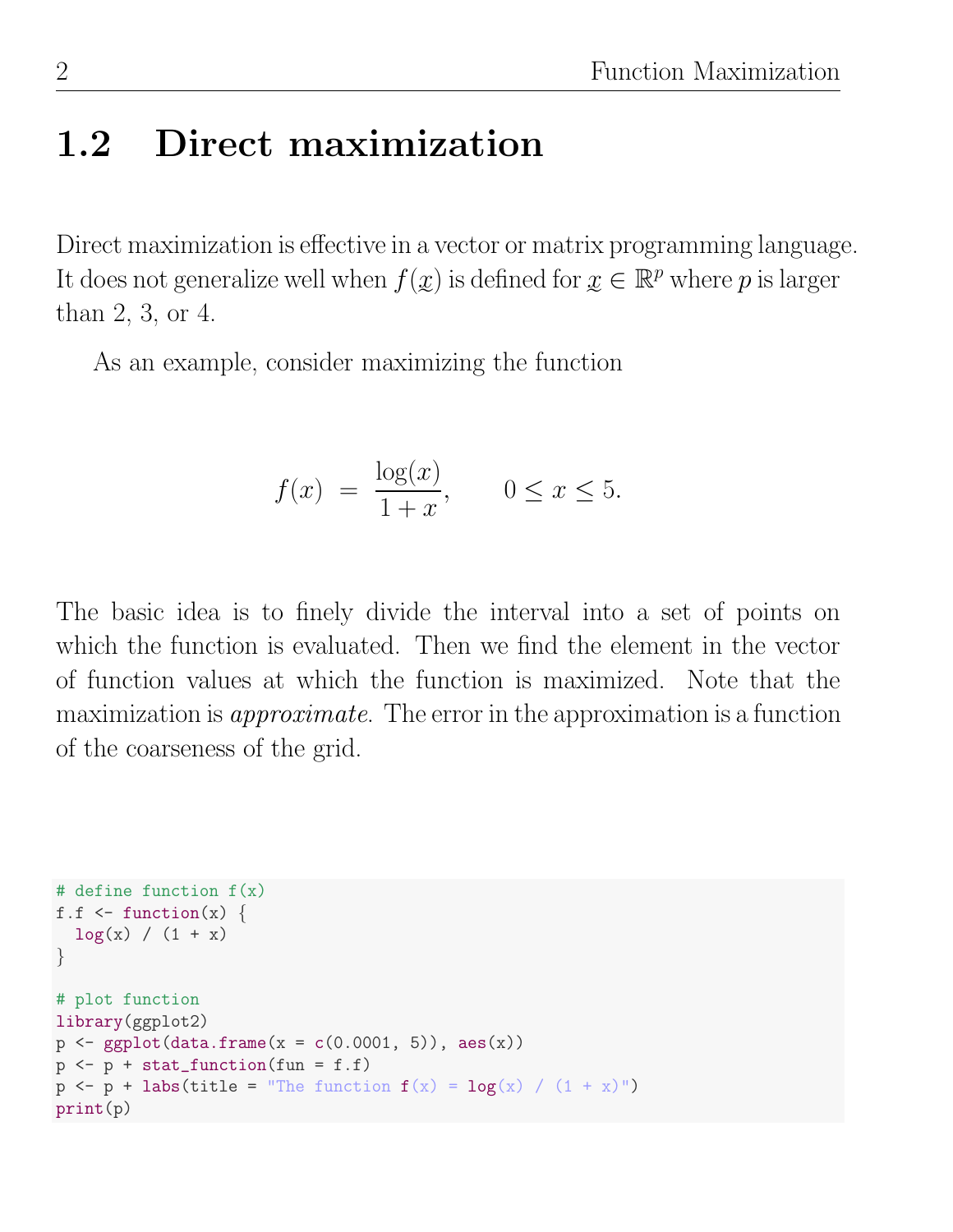## 1.2 Direct maximization

Direct maximization is effective in a vector or matrix programming language. It does not generalize well when $f(\underset{\sim}{x})$ is defined for $\underset{\sim}{x} \in \mathbb{R}^p$ where $p$ is larger than 2, 3, or 4.

As an example, consider maximizing the function

$$f(x) \;=\; \frac{\log(x)}{1+x}, \qquad 0 \leq x \leq 5.$$

The basic idea is to finely divide the interval into a set of points on which the function is evaluated. Then we find the element in the vector of function values at which the function is maximized. Note that the maximization is *approximate*. The error in the approximation is a function of the coarseness of the grid.

```
# define function f(x)
f.f <- function(x) {
  log(x) / (1 + x)
}

# plot function
library(ggplot2)
p <- ggplot(data.frame(x = c(0.0001, 5)), aes(x))
p <- p + stat_function(fun = f.f)
p <- p + labs(title = "The function f(x) = log(x) / (1 + x)")
print(p)
```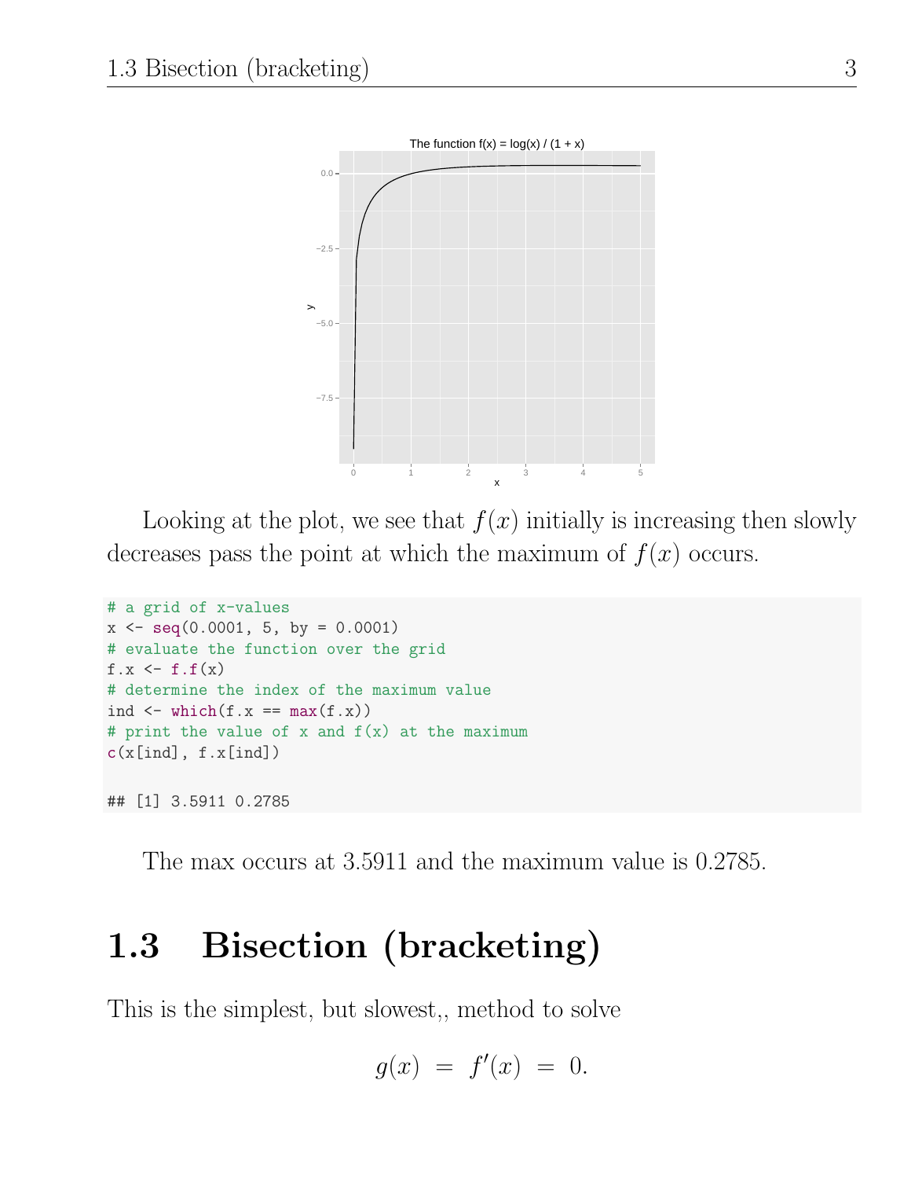Looking at the plot, we see that $f(x)$ initially is increasing then slowly decreases pass the point at which the maximum of $f(x)$ occurs.

```
# a grid of x-values
x <- seq(0.0001, 5, by = 0.0001)
# evaluate the function over the grid
f.x <- f.f(x)
# determine the index of the maximum value
ind <- which(f.x == max(f.x))
# print the value of x and f(x) at the maximum
c(x[ind], f.x[ind])

## [1] 3.5911 0.2785
```

The max occurs at 3.5911 and the maximum value is 0.2785.

## 1.3 Bisection (bracketing)

This is the simplest, but slowest,, method to solve

$$g(x) = f'(x) = 0.$$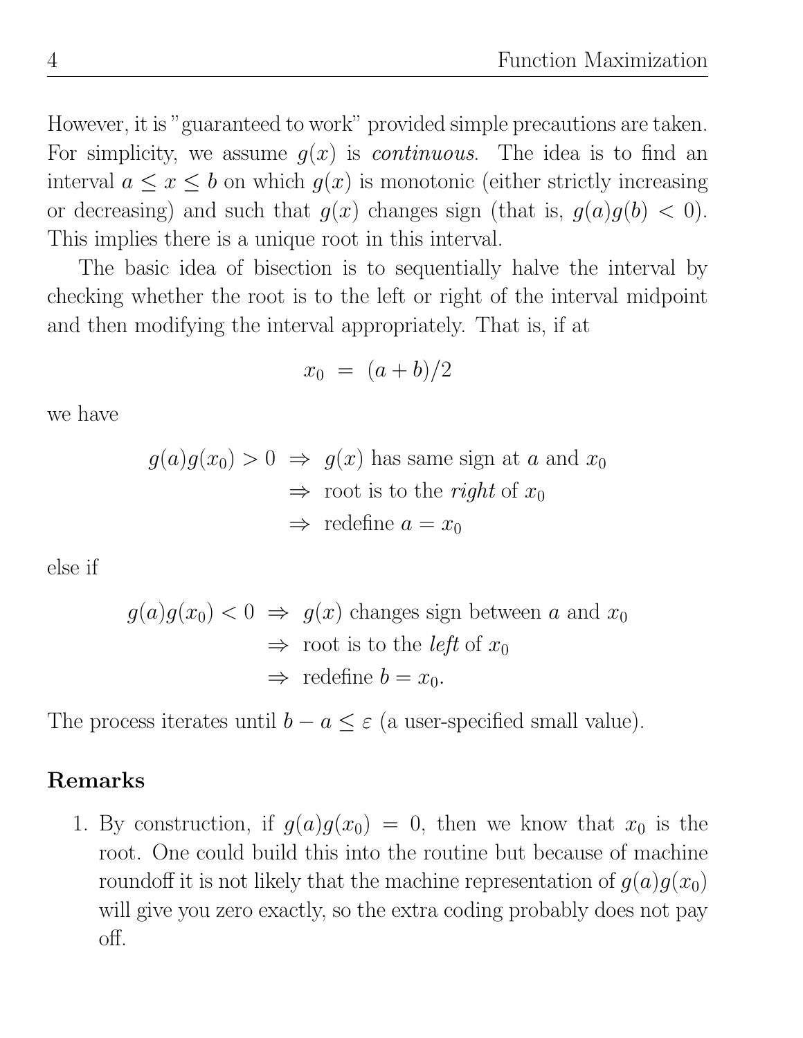However, it is "guaranteed to work" provided simple precautions are taken. For simplicity, we assume $g(x)$ is *continuous*. The idea is to find an interval $a \leq x \leq b$ on which $g(x)$ is monotonic (either strictly increasing or decreasing) and such that $g(x)$ changes sign (that is, $g(a)g(b) < 0$). This implies there is a unique root in this interval.

The basic idea of bisection is to sequentially halve the interval by checking whether the root is to the left or right of the interval midpoint and then modifying the interval appropriately. That is, if at

$$x_0 = (a+b)/2$$

we have

$$\begin{aligned} g(a)g(x_0) > 0 &\Rightarrow g(x) \text{ has same sign at } a \text{ and } x_0 \\ &\Rightarrow \text{root is to the } \textit{right} \text{ of } x_0 \\ &\Rightarrow \text{redefine } a = x_0 \end{aligned}$$

else if

$$\begin{aligned} g(a)g(x_0) < 0 &\Rightarrow g(x) \text{ changes sign between } a \text{ and } x_0 \\ &\Rightarrow \text{root is to the } \textit{left} \text{ of } x_0 \\ &\Rightarrow \text{redefine } b = x_0. \end{aligned}$$

The process iterates until $b - a \leq \varepsilon$ (a user-specified small value).

**Remarks**

1. By construction, if $g(a)g(x_0) = 0$, then we know that $x_0$ is the root. One could build this into the routine but because of machine roundoff it is not likely that the machine representation of $g(a)g(x_0)$ will give you zero exactly, so the extra coding probably does not pay off.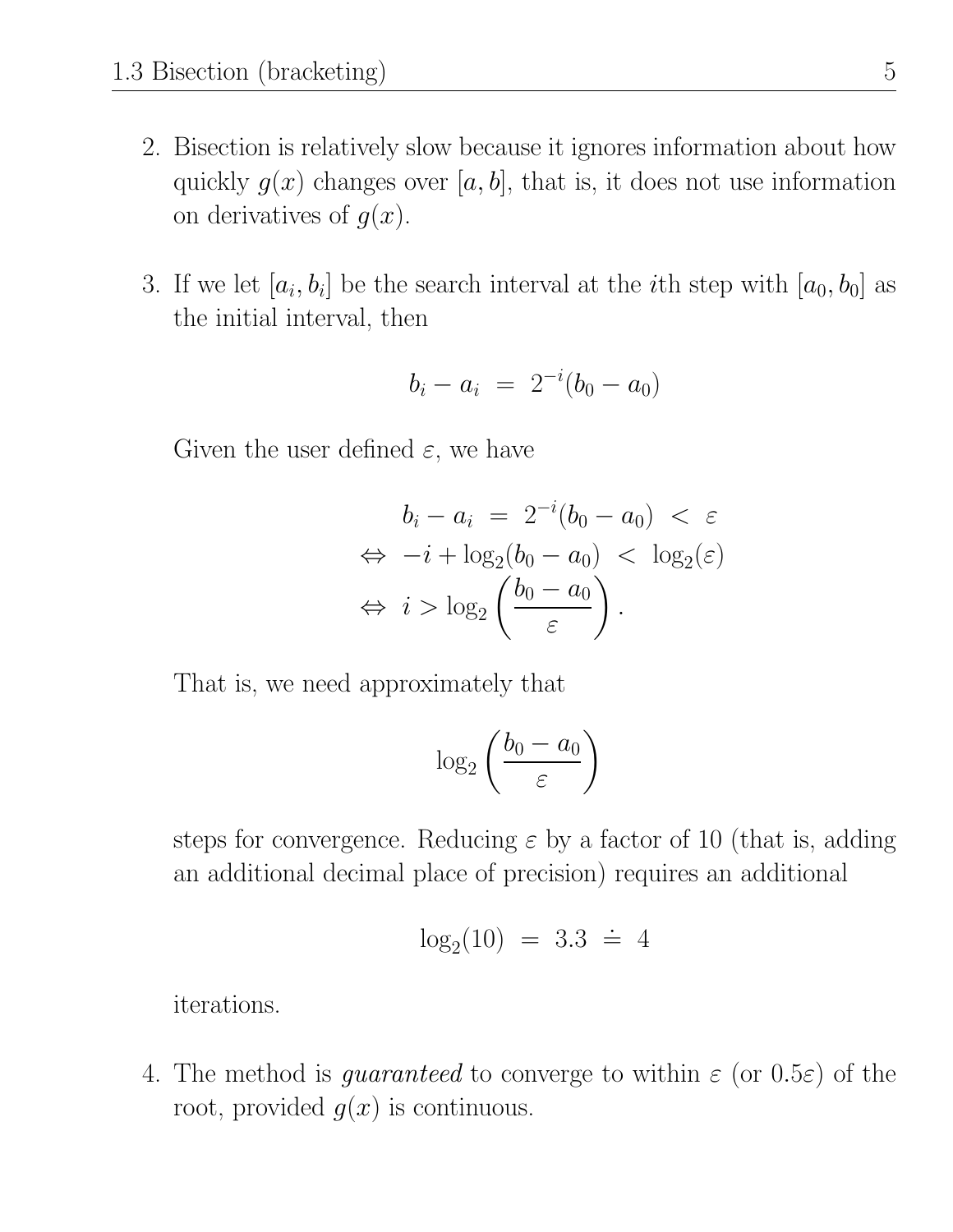2. Bisection is relatively slow because it ignores information about how quickly $g(x)$ changes over $[a, b]$, that is, it does not use information on derivatives of $g(x)$.

3. If we let $[a_i, b_i]$ be the search interval at the $i$th step with $[a_0, b_0]$ as the initial interval, then

$$b_i - a_i \; = \; 2^{-i}(b_0 - a_0)$$

   Given the user defined $\varepsilon$, we have

$$\begin{aligned} b_i - a_i \; &= \; 2^{-i}(b_0 - a_0) \; < \; \varepsilon \\ \Leftrightarrow \; -i + \log_2(b_0 - a_0) \; &< \; \log_2(\varepsilon) \\ \Leftrightarrow \; i > \log_2 &\left( \frac{b_0 - a_0}{\varepsilon} \right). \end{aligned}$$

   That is, we need approximately that

$$\log_2 \left( \frac{b_0 - a_0}{\varepsilon} \right)$$

   steps for convergence. Reducing $\varepsilon$ by a factor of 10 (that is, adding an additional decimal place of precision) requires an additional

$$\log_2(10) \; = \; 3.3 \; \doteq \; 4$$

   iterations.

4. The method is *guaranteed* to converge to within $\varepsilon$ (or $0.5\varepsilon$) of the root, provided $g(x)$ is continuous.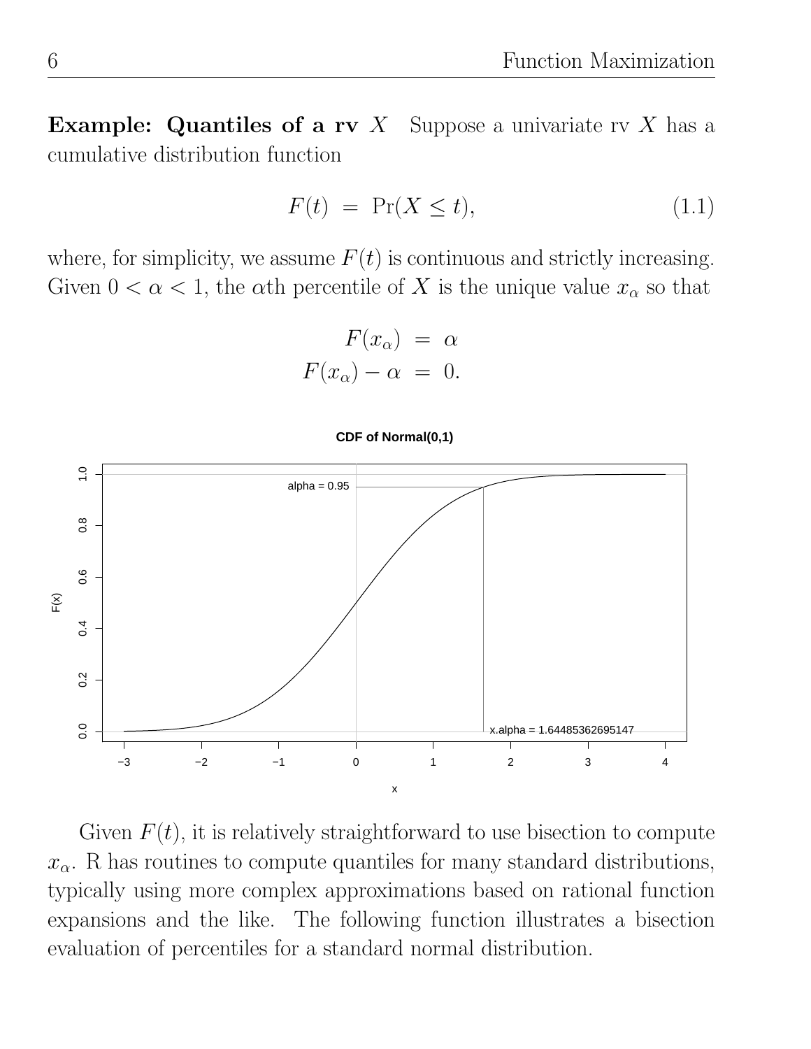**Example: Quantiles of a rv $X$** Suppose a univariate rv $X$ has a cumulative distribution function

$$F(t) \;=\; \Pr(X \le t), \tag{1.1}$$

where, for simplicity, we assume $F(t)$ is continuous and strictly increasing. Given $0 < \alpha < 1$, the $\alpha$th percentile of $X$ is the unique value $x_\alpha$ so that

$$\begin{aligned} F(x_\alpha) &= \alpha \\ F(x_\alpha) - \alpha &= 0. \end{aligned}$$

Given $F(t)$, it is relatively straightforward to use bisection to compute $x_\alpha$. R has routines to compute quantiles for many standard distributions, typically using more complex approximations based on rational function expansions and the like. The following function illustrates a bisection evaluation of percentiles for a standard normal distribution.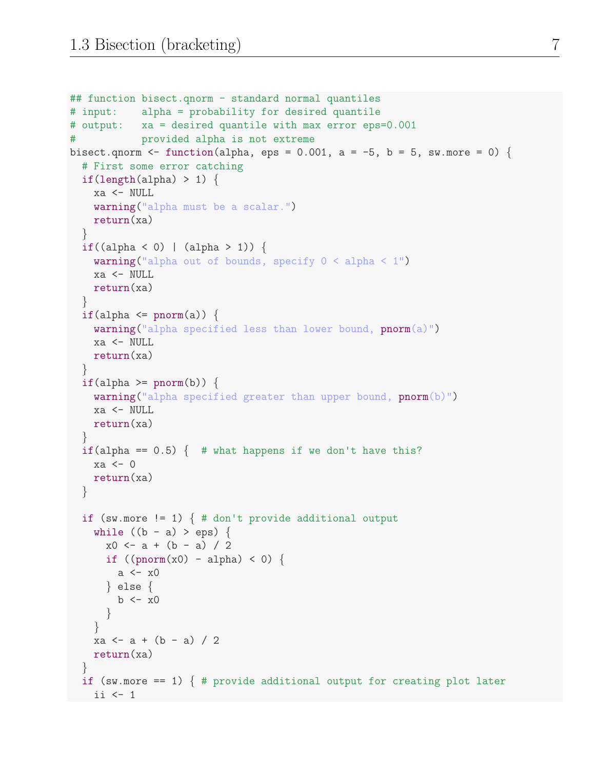```r
## function bisect.qnorm - standard normal quantiles
# input:    alpha = probability for desired quantile
# output:   xa = desired quantile with max error eps=0.001
#           provided alpha is not extreme
bisect.qnorm <- function(alpha, eps = 0.001, a = -5, b = 5, sw.more = 0) {
  # First some error catching
  if(length(alpha) > 1) {
    xa <- NULL
    warning("alpha must be a scalar.")
    return(xa)
  }
  if((alpha < 0) | (alpha > 1)) {
    warning("alpha out of bounds, specify 0 < alpha < 1")
    xa <- NULL
    return(xa)
  }
  if(alpha <= pnorm(a)) {
    warning("alpha specified less than lower bound, pnorm(a)")
    xa <- NULL
    return(xa)
  }
  if(alpha >= pnorm(b)) {
    warning("alpha specified greater than upper bound, pnorm(b)")
    xa <- NULL
    return(xa)
  }
  if(alpha == 0.5) {  # what happens if we don't have this?
    xa <- 0
    return(xa)
  }

  if (sw.more != 1) { # don't provide additional output
    while ((b - a) > eps) {
      x0 <- a + (b - a) / 2
      if ((pnorm(x0) - alpha) < 0) {
        a <- x0
      } else {
        b <- x0
      }
    }
    xa <- a + (b - a) / 2
    return(xa)
  }
  if (sw.more == 1) { # provide additional output for creating plot later
    ii <- 1
```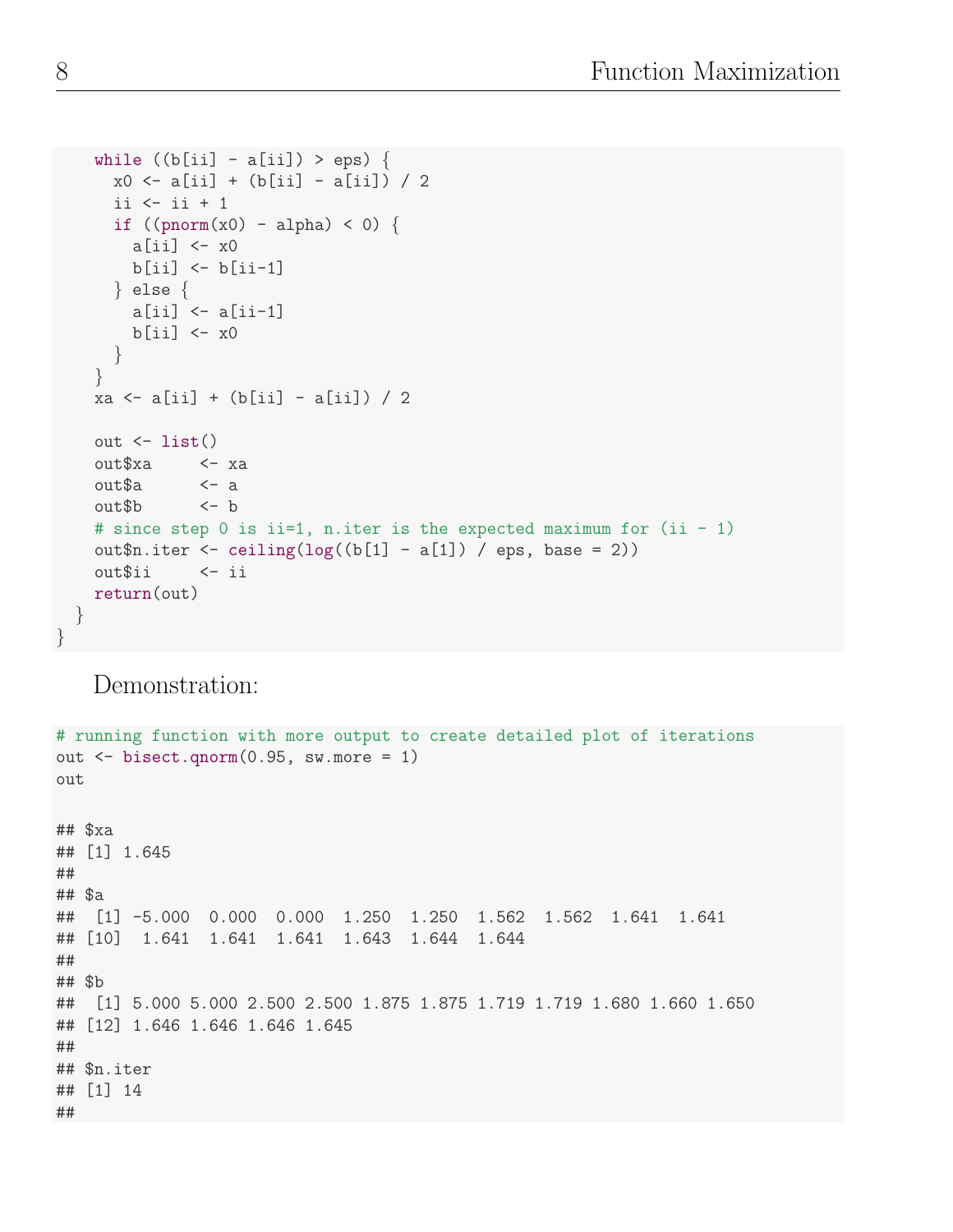```r
    while ((b[ii] - a[ii]) > eps) {
      x0 <- a[ii] + (b[ii] - a[ii]) / 2
      ii <- ii + 1
      if ((pnorm(x0) - alpha) < 0) {
        a[ii] <- x0
        b[ii] <- b[ii-1]
      } else {
        a[ii] <- a[ii-1]
        b[ii] <- x0
      }
    }
    xa <- a[ii] + (b[ii] - a[ii]) / 2

    out <- list()
    out$xa     <- xa
    out$a      <- a
    out$b      <- b
    # since step 0 is ii=1, n.iter is the expected maximum for (ii - 1)
    out$n.iter <- ceiling(log((b[1] - a[1]) / eps, base = 2))
    out$ii     <- ii
    return(out)
  }
}
```

Demonstration:

```r
# running function with more output to create detailed plot of iterations
out <- bisect.qnorm(0.95, sw.more = 1)
out

## $xa
## [1] 1.645
##
## $a
##  [1] -5.000  0.000  0.000  1.250  1.250  1.562  1.562  1.641  1.641
## [10]  1.641  1.641  1.641  1.643  1.644  1.644
##
## $b
##  [1] 5.000 5.000 2.500 2.500 1.875 1.875 1.719 1.719 1.680 1.660 1.650
## [12] 1.646 1.646 1.646 1.645
##
## $n.iter
## [1] 14
##
```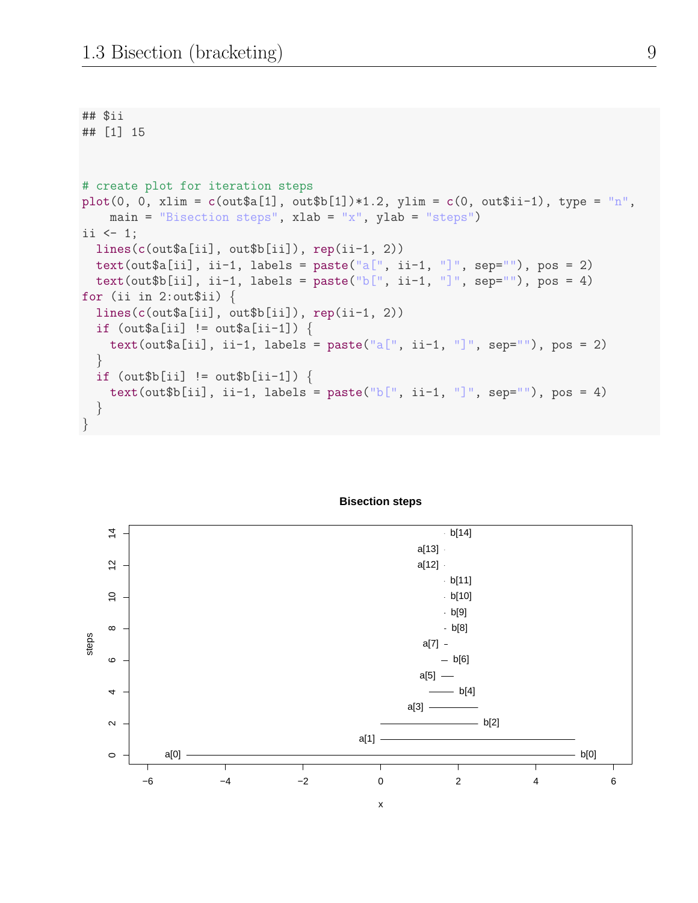```
## $ii
## [1] 15
```

```
# create plot for iteration steps
plot(0, 0, xlim = c(out$a[1], out$b[1])*1.2, ylim = c(0, out$ii-1), type = "n",
    main = "Bisection steps", xlab = "x", ylab = "steps")
ii <- 1;
  lines(c(out$a[ii], out$b[ii]), rep(ii-1, 2))
  text(out$a[ii], ii-1, labels = paste("a[", ii-1, "]", sep=""), pos = 2)
  text(out$b[ii], ii-1, labels = paste("b[", ii-1, "]", sep=""), pos = 4)
for (ii in 2:out$ii) {
  lines(c(out$a[ii], out$b[ii]), rep(ii-1, 2))
  if (out$a[ii] != out$a[ii-1]) {
    text(out$a[ii], ii-1, labels = paste("a[", ii-1, "]", sep=""), pos = 2)
  }
  if (out$b[ii] != out$b[ii-1]) {
    text(out$b[ii], ii-1, labels = paste("b[", ii-1, "]", sep=""), pos = 4)
  }
}
```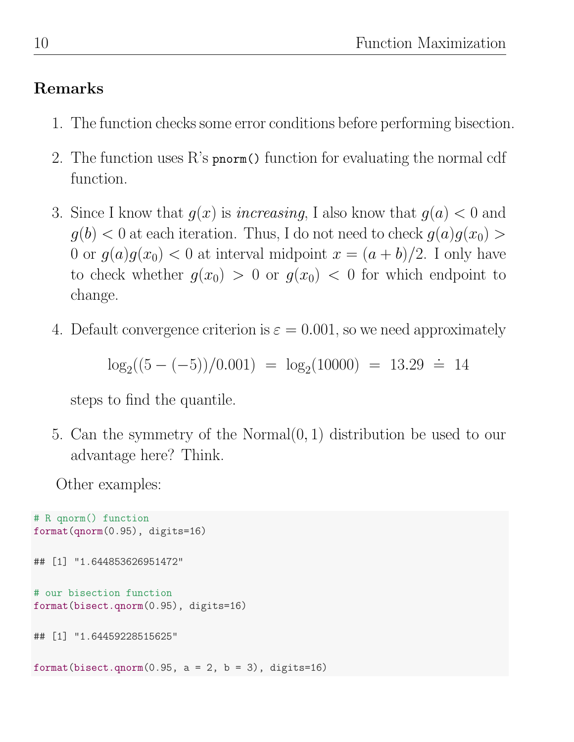### Remarks

1. The function checks some error conditions before performing bisection.

2. The function uses R's `pnorm()` function for evaluating the normal cdf function.

3. Since I know that $g(x)$ is *increasing*, I also know that $g(a) < 0$ and $g(b) < 0$ at each iteration. Thus, I do not need to check $g(a)g(x_0) > 0$ or $g(a)g(x_0) < 0$ at interval midpoint $x = (a+b)/2$. I only have to check whether $g(x_0) > 0$ or $g(x_0) < 0$ for which endpoint to change.

4. Default convergence criterion is $\varepsilon = 0.001$, so we need approximately

$$\log_2((5 - (-5))/0.001) \; = \; \log_2(10000) \; = \; 13.29 \; \doteq \; 14$$

   steps to find the quantile.

5. Can the symmetry of the Normal$(0, 1)$ distribution be used to our advantage here? Think.

Other examples:

```r
# R qnorm() function
format(qnorm(0.95), digits=16)

## [1] "1.644853626951472"

# our bisection function
format(bisect.qnorm(0.95), digits=16)

## [1] "1.64459228515625"

format(bisect.qnorm(0.95, a = 2, b = 3), digits=16)
```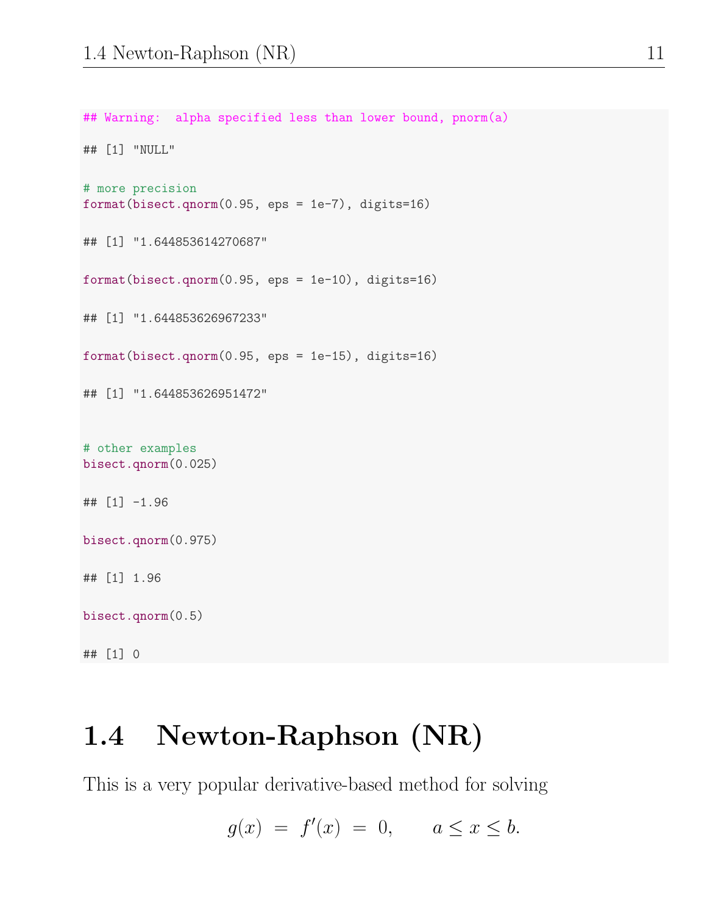```
## Warning:  alpha specified less than lower bound, pnorm(a)

## [1] "NULL"

# more precision
format(bisect.qnorm(0.95, eps = 1e-7), digits=16)

## [1] "1.644853614270687"

format(bisect.qnorm(0.95, eps = 1e-10), digits=16)

## [1] "1.644853626967233"

format(bisect.qnorm(0.95, eps = 1e-15), digits=16)

## [1] "1.644853626951472"


# other examples
bisect.qnorm(0.025)

## [1] -1.96

bisect.qnorm(0.975)

## [1] 1.96

bisect.qnorm(0.5)

## [1] 0
```

## 1.4 Newton-Raphson (NR)

This is a very popular derivative-based method for solving

$$g(x) \;=\; f'(x) \;=\; 0, \qquad a \leq x \leq b.$$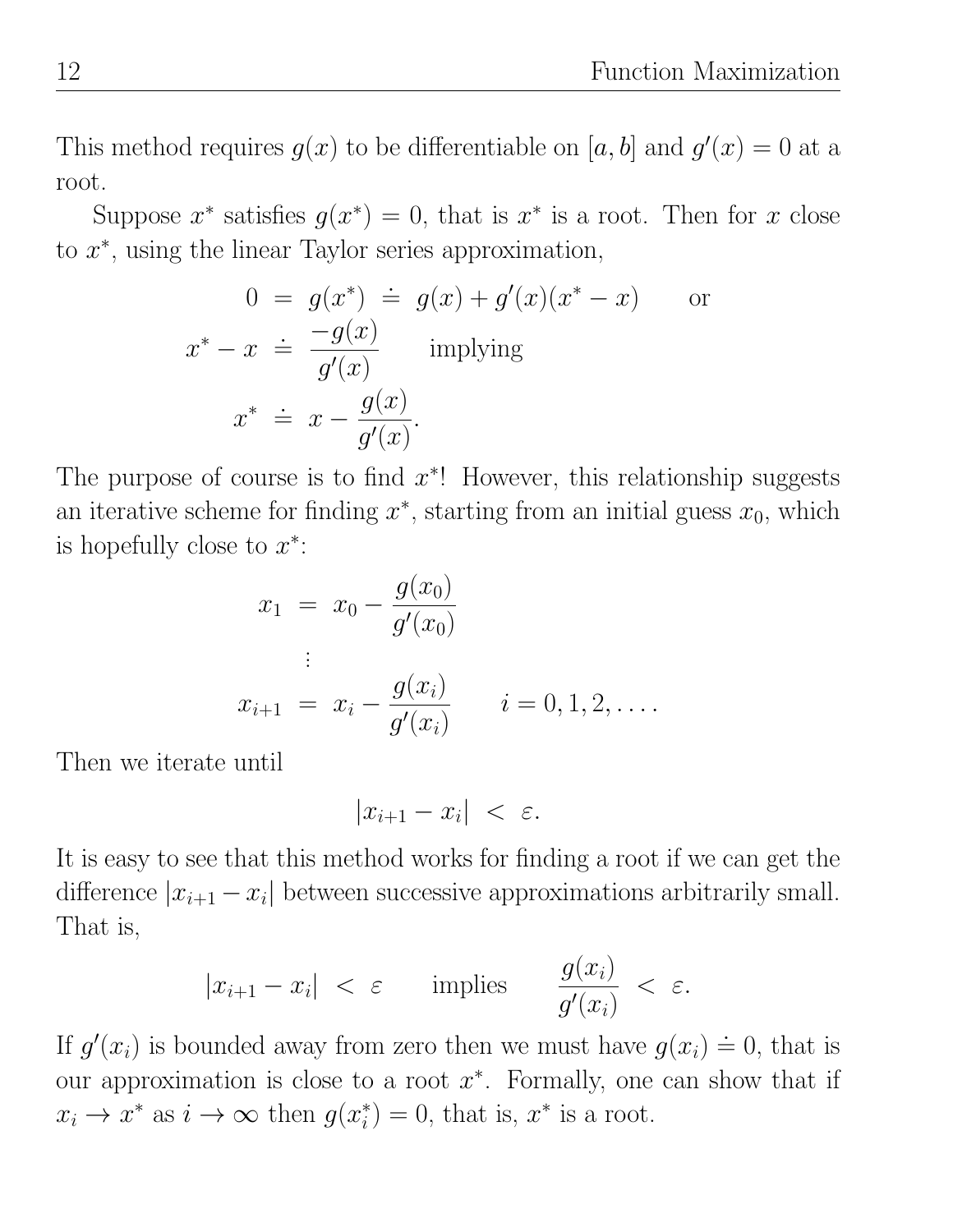This method requires $g(x)$ to be differentiable on $[a, b]$ and $g'(x) = 0$ at a root.

Suppose $x^*$ satisfies $g(x^*) = 0$, that is $x^*$ is a root. Then for $x$ close to $x^*$, using the linear Taylor series approximation,

$$
\begin{aligned}
0 &= g(x^*) \doteq g(x) + g'(x)(x^* - x) \qquad \text{or} \\
x^* - x &\doteq \frac{-g(x)}{g'(x)} \qquad \text{implying} \\
x^* &\doteq x - \frac{g(x)}{g'(x)}.
\end{aligned}
$$

The purpose of course is to find $x^*$! However, this relationship suggests an iterative scheme for finding $x^*$, starting from an initial guess $x_0$, which is hopefully close to $x^*$:

$$
\begin{aligned}
x_1 &= x_0 - \frac{g(x_0)}{g'(x_0)} \\
&\vdots \\
x_{i+1} &= x_i - \frac{g(x_i)}{g'(x_i)} \qquad i = 0, 1, 2, \ldots.
\end{aligned}
$$

Then we iterate until

$$|x_{i+1} - x_i| < \varepsilon.$$

It is easy to see that this method works for finding a root if we can get the difference $|x_{i+1} - x_i|$ between successive approximations arbitrarily small. That is,

$$|x_{i+1} - x_i| < \varepsilon \qquad \text{implies} \qquad \frac{g(x_i)}{g'(x_i)} < \varepsilon.$$

If $g'(x_i)$ is bounded away from zero then we must have $g(x_i) \doteq 0$, that is our approximation is close to a root $x^*$. Formally, one can show that if $x_i \to x^*$ as $i \to \infty$ then $g(x_i^*) = 0$, that is, $x^*$ is a root.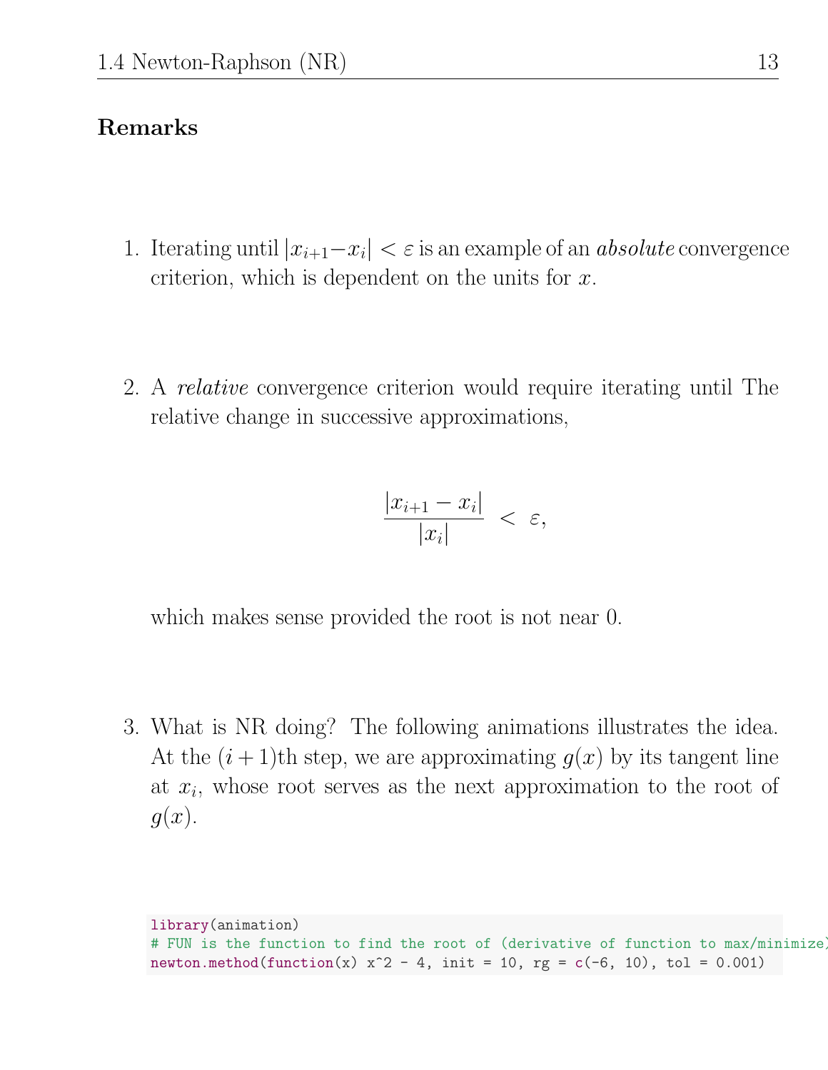**Remarks**

1. Iterating until $|x_{i+1} - x_i| < \varepsilon$ is an example of an *absolute* convergence criterion, which is dependent on the units for $x$.

2. A *relative* convergence criterion would require iterating until The relative change in successive approximations,

$$\frac{|x_{i+1} - x_i|}{|x_i|} < \varepsilon,$$

   which makes sense provided the root is not near 0.

3. What is NR doing? The following animations illustrates the idea. At the $(i+1)$th step, we are approximating $g(x)$ by its tangent line at $x_i$, whose root serves as the next approximation to the root of $g(x)$.

```r
library(animation)
# FUN is the function to find the root of (derivative of function to max/minimize)
newton.method(function(x) x^2 - 4, init = 10, rg = c(-6, 10), tol = 0.001)
```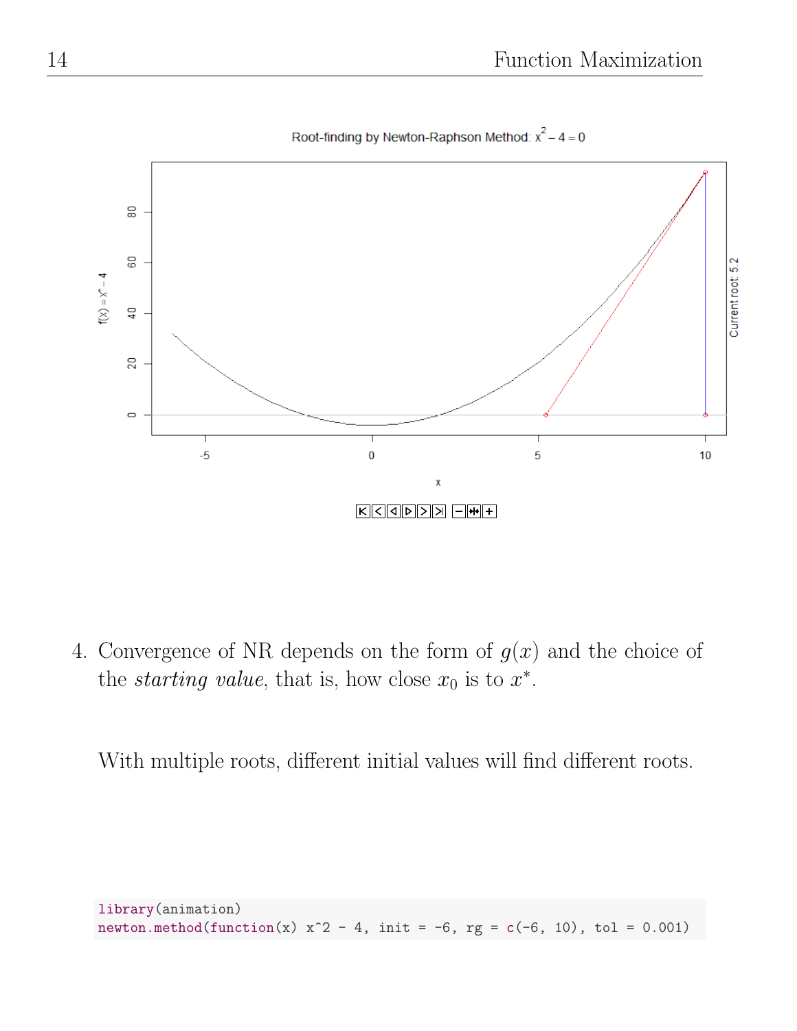4. Convergence of NR depends on the form of $g(x)$ and the choice of the *starting value*, that is, how close $x_0$ is to $x^*$.

   With multiple roots, different initial values will find different roots.

```
library(animation)
newton.method(function(x) x^2 - 4, init = -6, rg = c(-6, 10), tol = 0.001)
```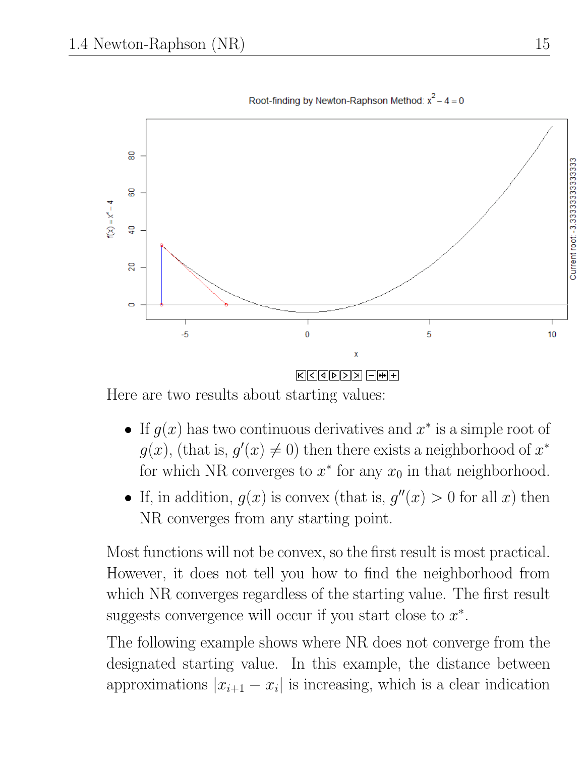Here are two results about starting values:

- If $g(x)$ has two continuous derivatives and $x^*$ is a simple root of $g(x)$, (that is, $g'(x) \neq 0$) then there exists a neighborhood of $x^*$ for which NR converges to $x^*$ for any $x_0$ in that neighborhood.
- If, in addition, $g(x)$ is convex (that is, $g''(x) > 0$ for all $x$) then NR converges from any starting point.

Most functions will not be convex, so the first result is most practical. However, it does not tell you how to find the neighborhood from which NR converges regardless of the starting value. The first result suggests convergence will occur if you start close to $x^*$.

The following example shows where NR does not converge from the designated starting value. In this example, the distance between approximations $|x_{i+1} - x_i|$ is increasing, which is a clear indication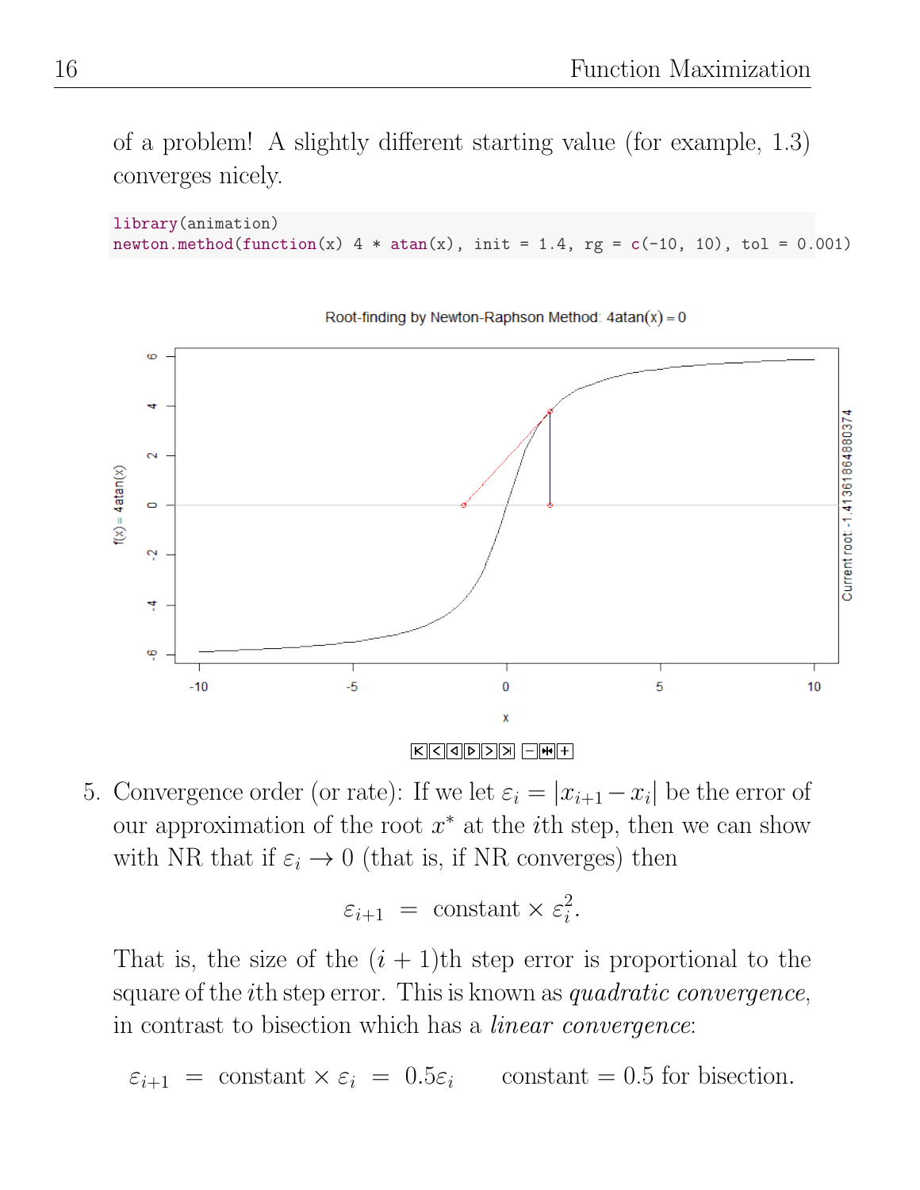of a problem! A slightly different starting value (for example, 1.3) converges nicely.

```
library(animation)
newton.method(function(x) 4 * atan(x), init = 1.4, rg = c(-10, 10), tol = 0.001)
```

5. Convergence order (or rate): If we let $\varepsilon_i = |x_{i+1} - x_i|$ be the error of our approximation of the root $x^*$ at the $i$th step, then we can show with NR that if $\varepsilon_i \to 0$ (that is, if NR converges) then

$$\varepsilon_{i+1} \;=\; \text{constant} \times \varepsilon_i^2.$$

That is, the size of the $(i+1)$th step error is proportional to the square of the $i$th step error. This is known as *quadratic convergence*, in contrast to bisection which has a *linear convergence*:

$$\varepsilon_{i+1} \;=\; \text{constant} \times \varepsilon_i \;=\; 0.5\varepsilon_i \qquad \text{constant} = 0.5 \text{ for bisection.}$$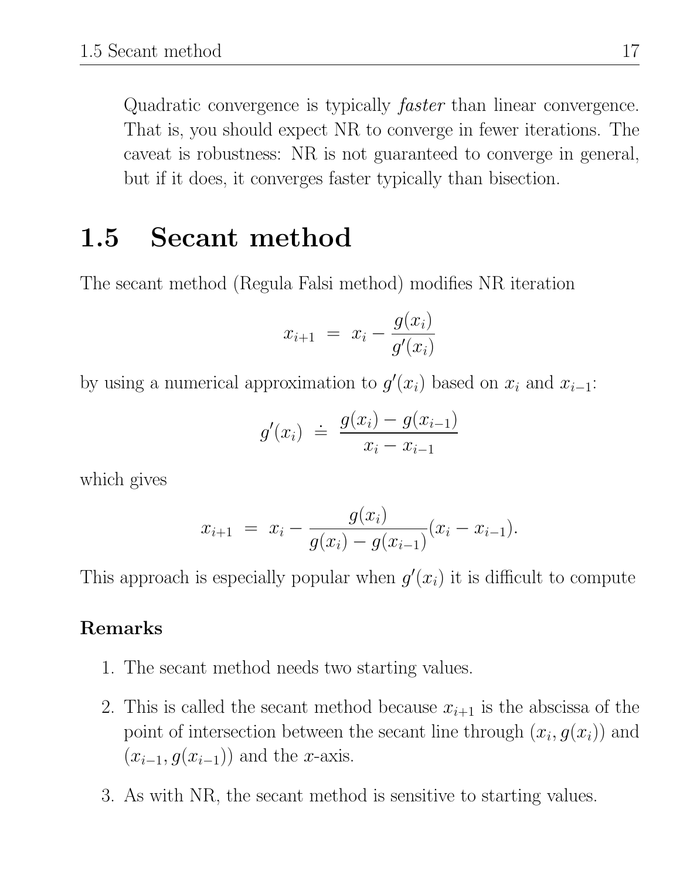Quadratic convergence is typically *faster* than linear convergence. That is, you should expect NR to converge in fewer iterations. The caveat is robustness: NR is not guaranteed to converge in general, but if it does, it converges faster typically than bisection.

## 1.5 Secant method

The secant method (Regula Falsi method) modifies NR iteration

$$x_{i+1} \;=\; x_i - \frac{g(x_i)}{g'(x_i)}$$

by using a numerical approximation to $g'(x_i)$ based on $x_i$ and $x_{i-1}$:

$$g'(x_i) \;\doteq\; \frac{g(x_i) - g(x_{i-1})}{x_i - x_{i-1}}$$

which gives

$$x_{i+1} \;=\; x_i - \frac{g(x_i)}{g(x_i) - g(x_{i-1})}(x_i - x_{i-1}).$$

This approach is especially popular when $g'(x_i)$ it is difficult to compute

**Remarks**

1. The secant method needs two starting values.
2. This is called the secant method because $x_{i+1}$ is the abscissa of the point of intersection between the secant line through $(x_i, g(x_i))$ and $(x_{i-1}, g(x_{i-1}))$ and the $x$-axis.
3. As with NR, the secant method is sensitive to starting values.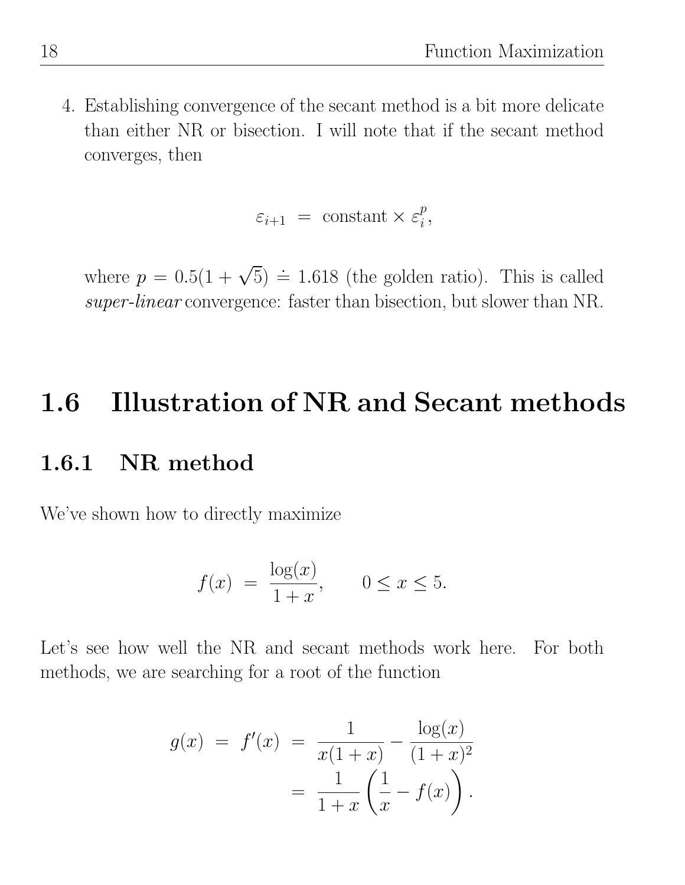4. Establishing convergence of the secant method is a bit more delicate than either NR or bisection. I will note that if the secant method converges, then

$$\varepsilon_{i+1} \;=\; \text{constant} \times \varepsilon_i^p,$$

where $p = 0.5(1 + \sqrt{5}) \doteq 1.618$ (the golden ratio). This is called *super-linear* convergence: faster than bisection, but slower than NR.

## 1.6 Illustration of NR and Secant methods

### 1.6.1 NR method

We've shown how to directly maximize

$$f(x) \;=\; \frac{\log(x)}{1+x}, \qquad 0 \le x \le 5.$$

Let's see how well the NR and secant methods work here. For both methods, we are searching for a root of the function

$$\begin{aligned} g(x) \;=\; f'(x) \;&=\; \frac{1}{x(1+x)} - \frac{\log(x)}{(1+x)^2} \\ &=\; \frac{1}{1+x}\left(\frac{1}{x} - f(x)\right). \end{aligned}$$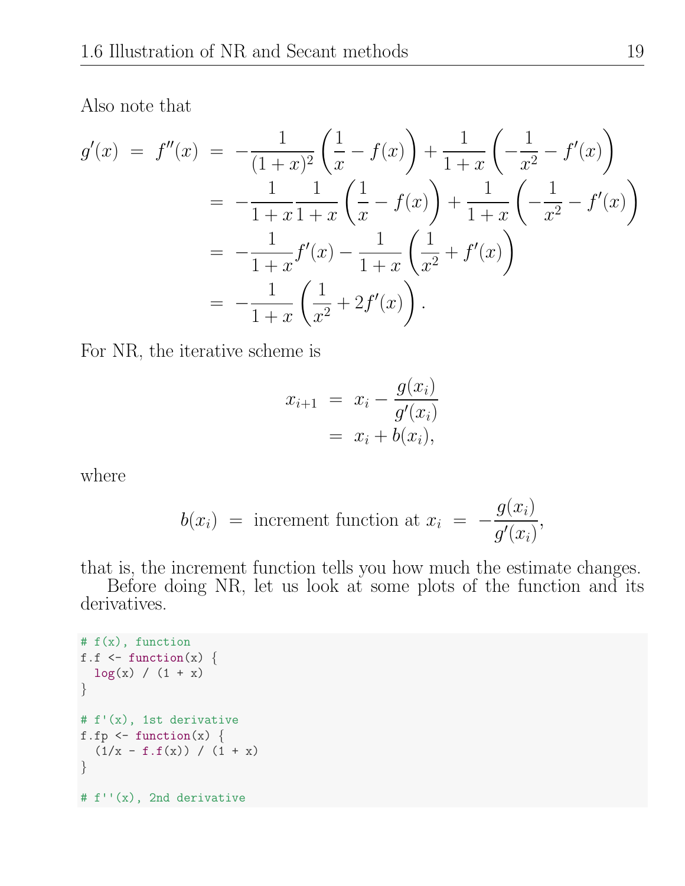Also note that

$$
\begin{aligned}
g'(x) \;=\; f''(x) \;&=\; -\frac{1}{(1+x)^2}\left(\frac{1}{x} - f(x)\right) + \frac{1}{1+x}\left(-\frac{1}{x^2} - f'(x)\right) \\
&=\; -\frac{1}{1+x}\frac{1}{1+x}\left(\frac{1}{x} - f(x)\right) + \frac{1}{1+x}\left(-\frac{1}{x^2} - f'(x)\right) \\
&=\; -\frac{1}{1+x}f'(x) - \frac{1}{1+x}\left(\frac{1}{x^2} + f'(x)\right) \\
&=\; -\frac{1}{1+x}\left(\frac{1}{x^2} + 2f'(x)\right).
\end{aligned}
$$

For NR, the iterative scheme is

$$
\begin{aligned}
x_{i+1} \;&=\; x_i - \frac{g(x_i)}{g'(x_i)} \\
&=\; x_i + b(x_i),
\end{aligned}
$$

where

$$
b(x_i) \;=\; \text{increment function at } x_i \;=\; -\frac{g(x_i)}{g'(x_i)},
$$

that is, the increment function tells you how much the estimate changes.

Before doing NR, let us look at some plots of the function and its derivatives.

```
# f(x), function
f.f <- function(x) {
  log(x) / (1 + x)
}

# f'(x), 1st derivative
f.fp <- function(x) {
  (1/x - f.f(x)) / (1 + x)
}

# f''(x), 2nd derivative
```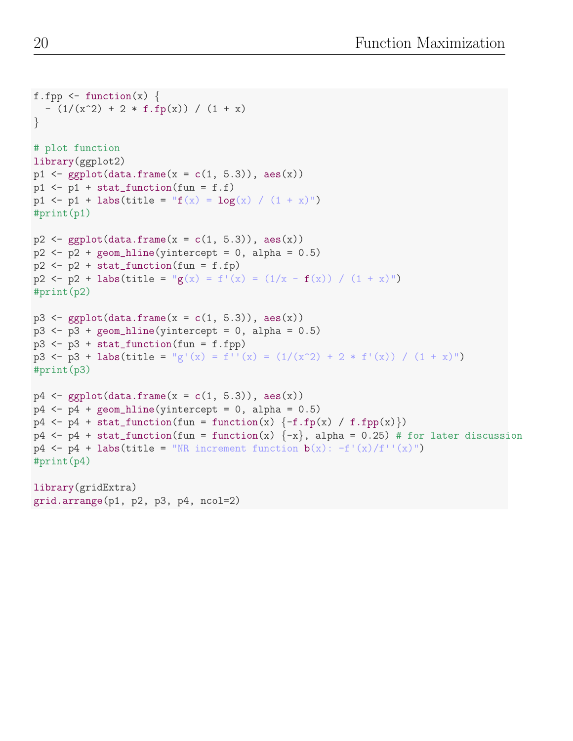```
f.fpp <- function(x) {
  - (1/(x^2) + 2 * f.fp(x)) / (1 + x)
}

# plot function
library(ggplot2)
p1 <- ggplot(data.frame(x = c(1, 5.3)), aes(x))
p1 <- p1 + stat_function(fun = f.f)
p1 <- p1 + labs(title = "f(x) = log(x) / (1 + x)")
#print(p1)

p2 <- ggplot(data.frame(x = c(1, 5.3)), aes(x))
p2 <- p2 + geom_hline(yintercept = 0, alpha = 0.5)
p2 <- p2 + stat_function(fun = f.fp)
p2 <- p2 + labs(title = "g(x) = f'(x) = (1/x - f(x)) / (1 + x)")
#print(p2)

p3 <- ggplot(data.frame(x = c(1, 5.3)), aes(x))
p3 <- p3 + geom_hline(yintercept = 0, alpha = 0.5)
p3 <- p3 + stat_function(fun = f.fpp)
p3 <- p3 + labs(title = "g'(x) = f''(x) = (1/(x^2) + 2 * f'(x)) / (1 + x)")
#print(p3)

p4 <- ggplot(data.frame(x = c(1, 5.3)), aes(x))
p4 <- p4 + geom_hline(yintercept = 0, alpha = 0.5)
p4 <- p4 + stat_function(fun = function(x) {-f.fp(x) / f.fpp(x)})
p4 <- p4 + stat_function(fun = function(x) {-x}, alpha = 0.25) # for later discussion
p4 <- p4 + labs(title = "NR increment function b(x): -f'(x)/f''(x)")
#print(p4)

library(gridExtra)
grid.arrange(p1, p2, p3, p4, ncol=2)
```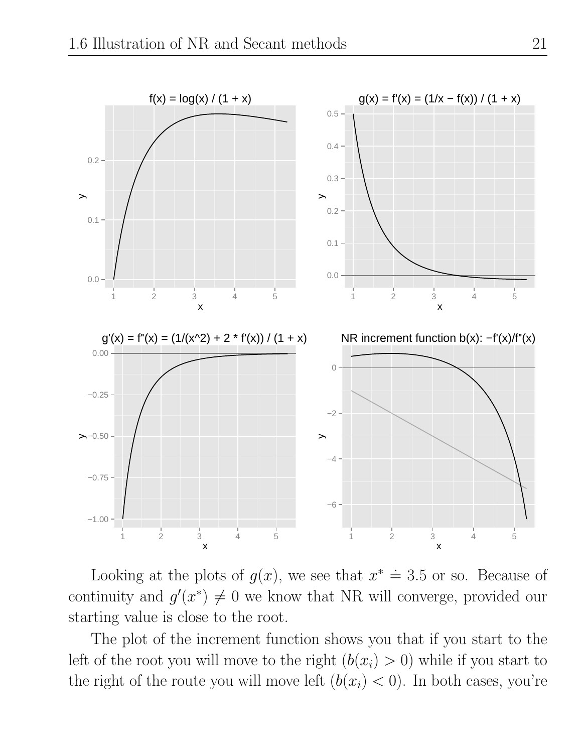Looking at the plots of $g(x)$, we see that $x^* \doteq 3.5$ or so. Because of continuity and $g'(x^*) \neq 0$ we know that NR will converge, provided our starting value is close to the root.

The plot of the increment function shows you that if you start to the left of the root you will move to the right ($b(x_i) > 0$) while if you start to the right of the route you will move left ($b(x_i) < 0$). In both cases, you're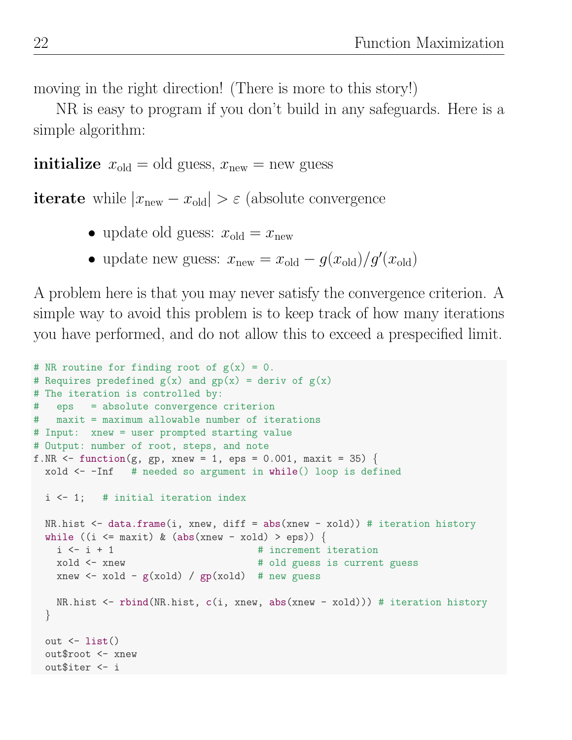moving in the right direction! (There is more to this story!)

NR is easy to program if you don't build in any safeguards. Here is a simple algorithm:

**initialize** $x_{\text{old}}$ = old guess, $x_{\text{new}}$ = new guess

**iterate** while $|x_{\text{new}} - x_{\text{old}}| > \varepsilon$ (absolute convergence

- update old guess: $x_{\text{old}} = x_{\text{new}}$
- update new guess: $x_{\text{new}} = x_{\text{old}} - g(x_{\text{old}})/g'(x_{\text{old}})$

A problem here is that you may never satisfy the convergence criterion. A simple way to avoid this problem is to keep track of how many iterations you have performed, and do not allow this to exceed a prespecified limit.

```r
# NR routine for finding root of g(x) = 0.
# Requires predefined g(x) and gp(x) = deriv of g(x)
# The iteration is controlled by:
#   eps   = absolute convergence criterion
#   maxit = maximum allowable number of iterations
# Input:  xnew = user prompted starting value
# Output: number of root, steps, and note
f.NR <- function(g, gp, xnew = 1, eps = 0.001, maxit = 35) {
  xold <- -Inf   # needed so argument in while() loop is defined

  i <- 1;   # initial iteration index

  NR.hist <- data.frame(i, xnew, diff = abs(xnew - xold)) # iteration history
  while ((i <= maxit) & (abs(xnew - xold) > eps)) {
    i <- i + 1                        # increment iteration
    xold <- xnew                      # old guess is current guess
    xnew <- xold - g(xold) / gp(xold) # new guess

    NR.hist <- rbind(NR.hist, c(i, xnew, abs(xnew - xold))) # iteration history
  }

  out <- list()
  out$root <- xnew
  out$iter <- i
```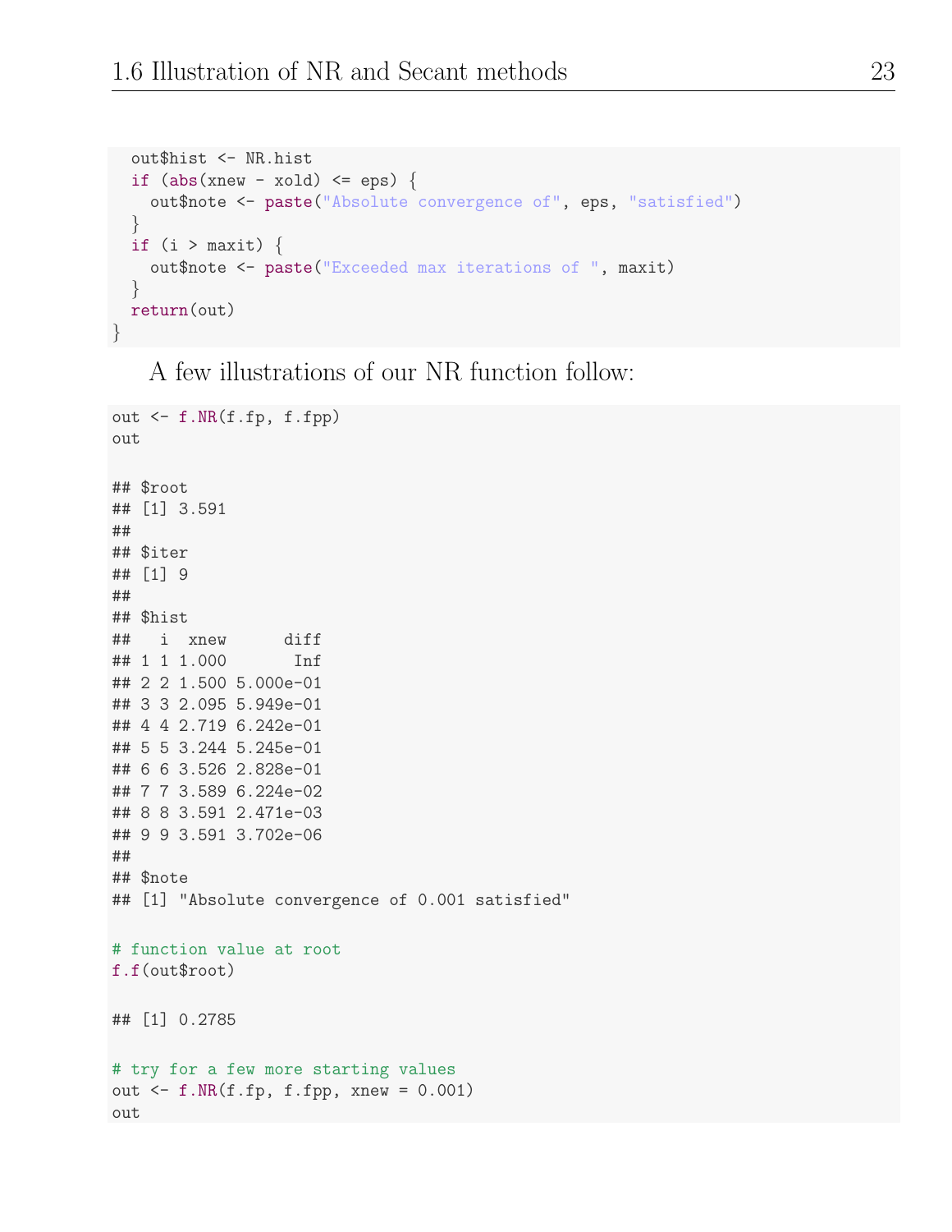```r
  out$hist <- NR.hist
  if (abs(xnew - xold) <= eps) {
    out$note <- paste("Absolute convergence of", eps, "satisfied")
  }
  if (i > maxit) {
    out$note <- paste("Exceeded max iterations of ", maxit)
  }
  return(out)
}
```

A few illustrations of our NR function follow:

```r
out <- f.NR(f.fp, f.fpp)
out

## $root
## [1] 3.591
##
## $iter
## [1] 9
##
## $hist
##   i  xnew      diff
## 1 1 1.000       Inf
## 2 2 1.500 5.000e-01
## 3 3 2.095 5.949e-01
## 4 4 2.719 6.242e-01
## 5 5 3.244 5.245e-01
## 6 6 3.526 2.828e-01
## 7 7 3.589 6.224e-02
## 8 8 3.591 2.471e-03
## 9 9 3.591 3.702e-06
##
## $note
## [1] "Absolute convergence of 0.001 satisfied"

# function value at root
f.f(out$root)

## [1] 0.2785

# try for a few more starting values
out <- f.NR(f.fp, f.fpp, xnew = 0.001)
out
```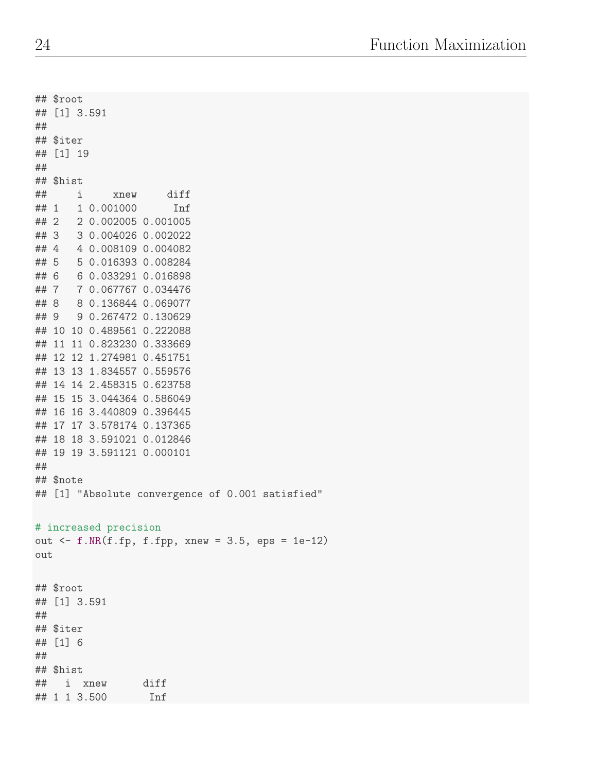```
## $root
## [1] 3.591
##
## $iter
## [1] 19
##
## $hist
##     i     xnew     diff
## 1   1 0.001000      Inf
## 2   2 0.002005 0.001005
## 3   3 0.004026 0.002022
## 4   4 0.008109 0.004082
## 5   5 0.016393 0.008284
## 6   6 0.033291 0.016898
## 7   7 0.067767 0.034476
## 8   8 0.136844 0.069077
## 9   9 0.267472 0.130629
## 10 10 0.489561 0.222088
## 11 11 0.823230 0.333669
## 12 12 1.274981 0.451751
## 13 13 1.834557 0.559576
## 14 14 2.458315 0.623758
## 15 15 3.044364 0.586049
## 16 16 3.440809 0.396445
## 17 17 3.578174 0.137365
## 18 18 3.591021 0.012846
## 19 19 3.591121 0.000101
##
## $note
## [1] "Absolute convergence of 0.001 satisfied"

# increased precision
out <- f.NR(f.fp, f.fpp, xnew = 3.5, eps = 1e-12)
out

## $root
## [1] 3.591
##
## $iter
## [1] 6
##
## $hist
##   i  xnew      diff
## 1 1 3.500       Inf
```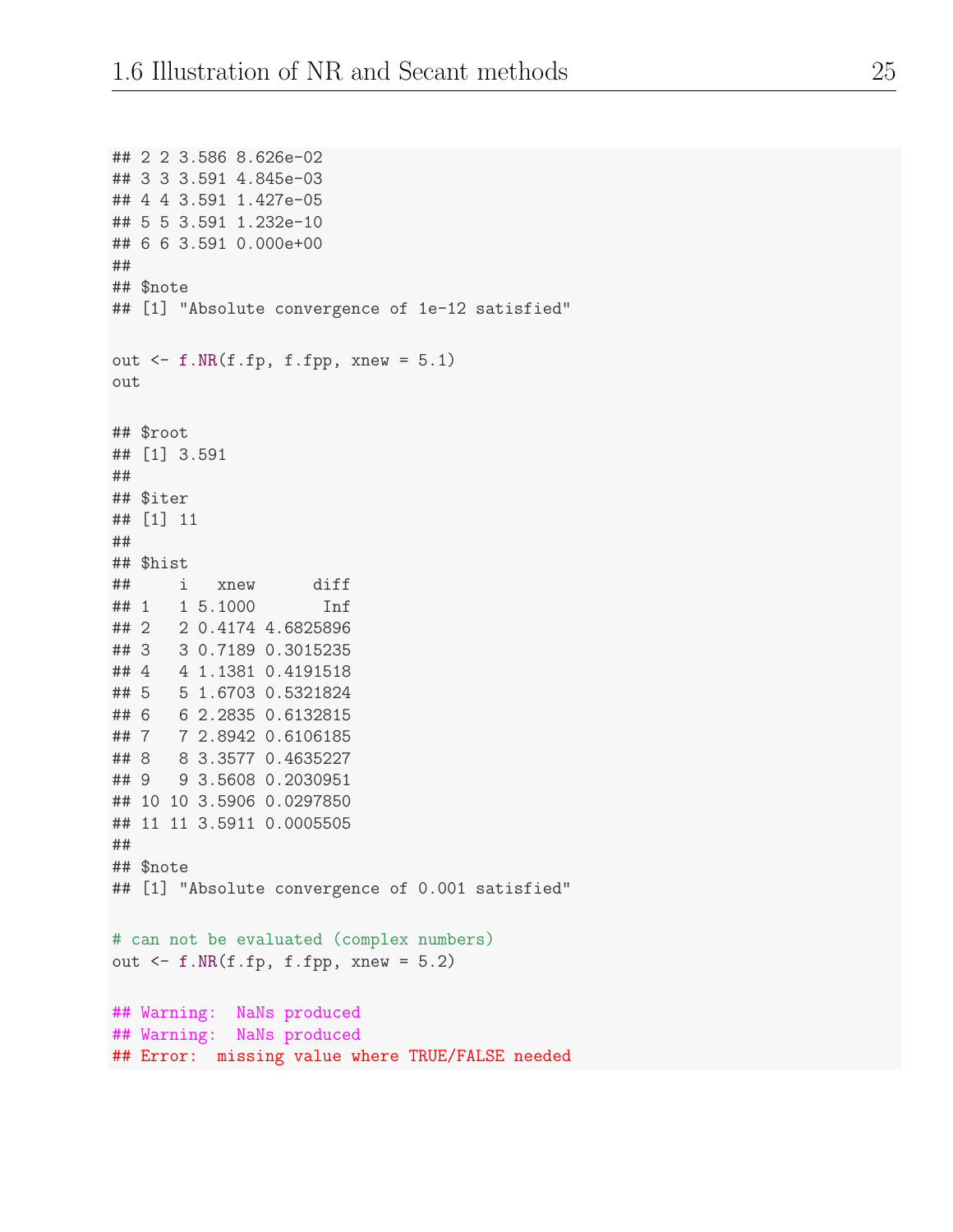```
## 2 2 3.586 8.626e-02
## 3 3 3.591 4.845e-03
## 4 4 3.591 1.427e-05
## 5 5 3.591 1.232e-10
## 6 6 3.591 0.000e+00
##
## $note
## [1] "Absolute convergence of 1e-12 satisfied"
```

```
out <- f.NR(f.fp, f.fpp, xnew = 5.1)
out
```

```
## $root
## [1] 3.591
##
## $iter
## [1] 11
##
## $hist
##     i   xnew      diff
## 1   1 5.1000       Inf
## 2   2 0.4174 4.6825896
## 3   3 0.7189 0.3015235
## 4   4 1.1381 0.4191518
## 5   5 1.6703 0.5321824
## 6   6 2.2835 0.6132815
## 7   7 2.8942 0.6106185
## 8   8 3.3577 0.4635227
## 9   9 3.5608 0.2030951
## 10 10 3.5906 0.0297850
## 11 11 3.5911 0.0005505
##
## $note
## [1] "Absolute convergence of 0.001 satisfied"
```

```
# can not be evaluated (complex numbers)
out <- f.NR(f.fp, f.fpp, xnew = 5.2)
```

```
## Warning:  NaNs produced
## Warning:  NaNs produced
## Error:  missing value where TRUE/FALSE needed
```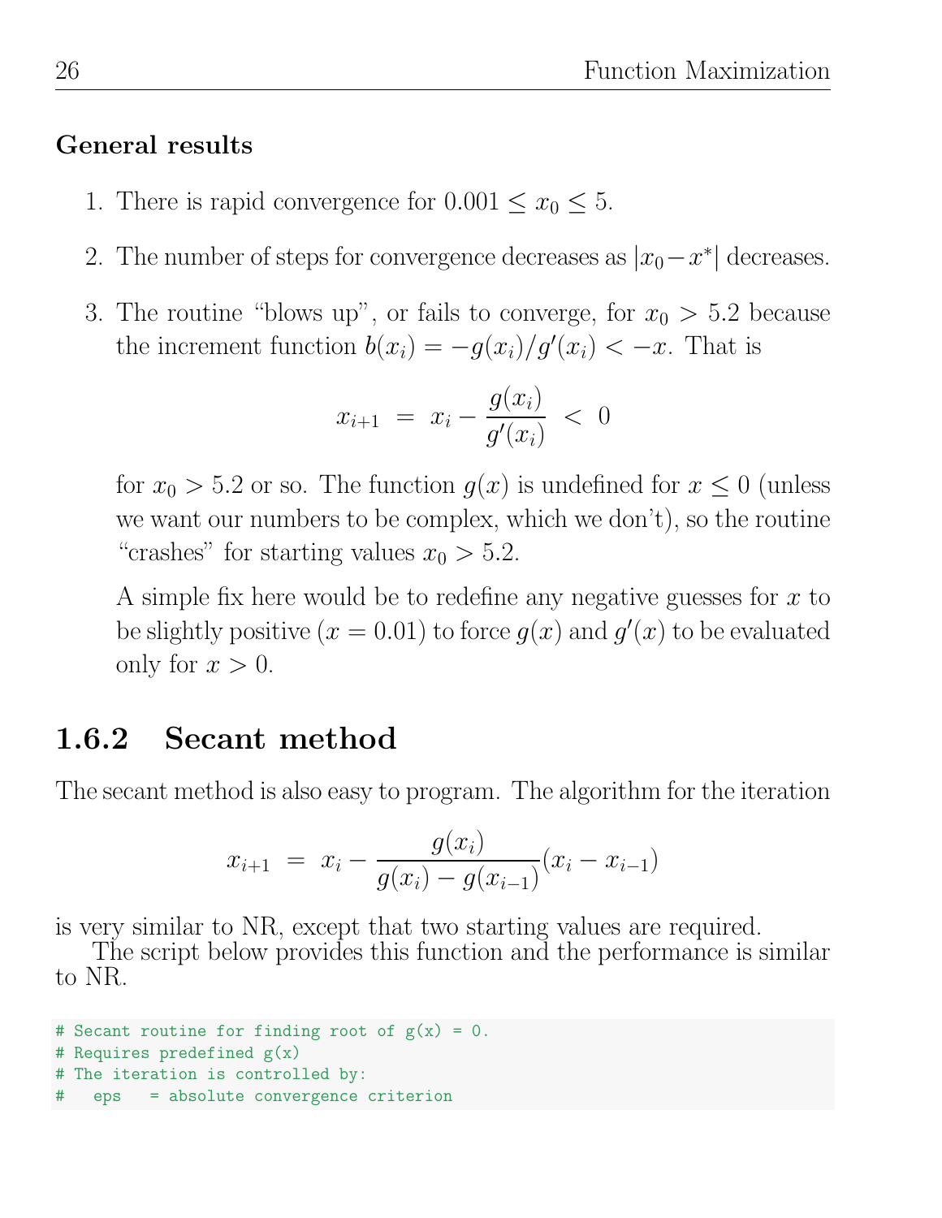### General results

1. There is rapid convergence for $0.001 \leq x_0 \leq 5$.

2. The number of steps for convergence decreases as $|x_0 - x^*|$ decreases.

3. The routine "blows up", or fails to converge, for $x_0 > 5.2$ because the increment function $b(x_i) = -g(x_i)/g'(x_i) < -x$. That is

$$x_{i+1} \; = \; x_i - \frac{g(x_i)}{g'(x_i)} \; < \; 0$$

   for $x_0 > 5.2$ or so. The function $g(x)$ is undefined for $x \leq 0$ (unless we want our numbers to be complex, which we don't), so the routine "crashes" for starting values $x_0 > 5.2$.

   A simple fix here would be to redefine any negative guesses for $x$ to be slightly positive ($x = 0.01$) to force $g(x)$ and $g'(x)$ to be evaluated only for $x > 0$.

## 1.6.2 Secant method

The secant method is also easy to program. The algorithm for the iteration

$$x_{i+1} \; = \; x_i - \frac{g(x_i)}{g(x_i) - g(x_{i-1})}(x_i - x_{i-1})$$

is very similar to NR, except that two starting values are required.

The script below provides this function and the performance is similar to NR.

```
# Secant routine for finding root of g(x) = 0.
# Requires predefined g(x)
# The iteration is controlled by:
#   eps   = absolute convergence criterion
```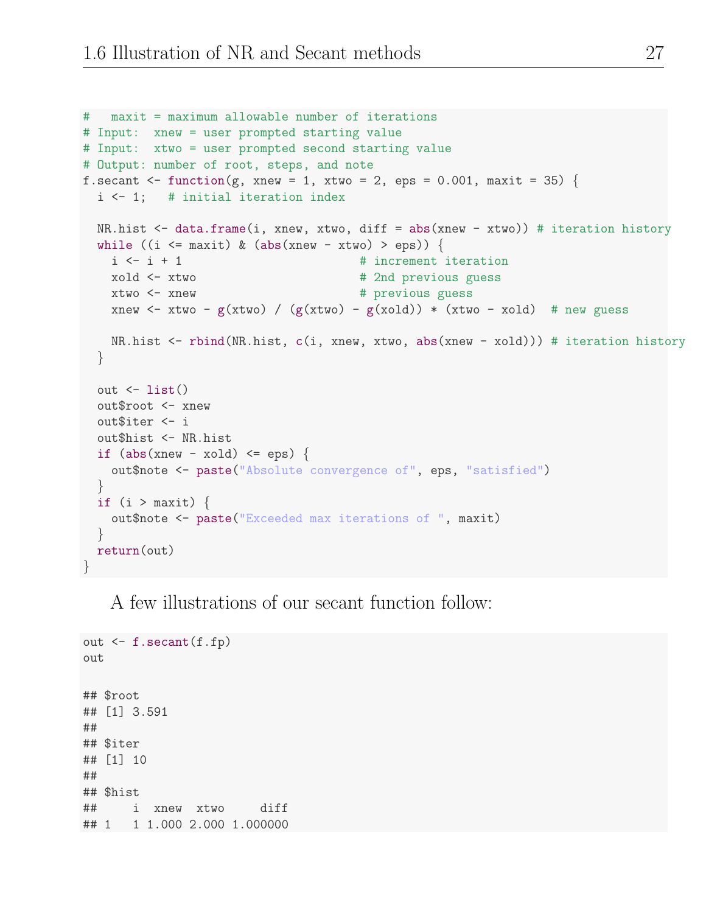```
#   maxit = maximum allowable number of iterations
# Input:  xnew = user prompted starting value
# Input:  xtwo = user prompted second starting value
# Output: number of root, steps, and note
f.secant <- function(g, xnew = 1, xtwo = 2, eps = 0.001, maxit = 35) {
  i <- 1;   # initial iteration index

  NR.hist <- data.frame(i, xnew, xtwo, diff = abs(xnew - xtwo)) # iteration history
  while ((i <= maxit) & (abs(xnew - xtwo) > eps)) {
    i <- i + 1                         # increment iteration
    xold <- xtwo                       # 2nd previous guess
    xtwo <- xnew                       # previous guess
    xnew <- xtwo - g(xtwo) / (g(xtwo) - g(xold)) * (xtwo - xold)  # new guess

    NR.hist <- rbind(NR.hist, c(i, xnew, xtwo, abs(xnew - xold))) # iteration history
  }

  out <- list()
  out$root <- xnew
  out$iter <- i
  out$hist <- NR.hist
  if (abs(xnew - xold) <= eps) {
    out$note <- paste("Absolute convergence of", eps, "satisfied")
  }
  if (i > maxit) {
    out$note <- paste("Exceeded max iterations of ", maxit)
  }
  return(out)
}
```

A few illustrations of our secant function follow:

```
out <- f.secant(f.fp)
out

## $root
## [1] 3.591
##
## $iter
## [1] 10
##
## $hist
##     i  xnew  xtwo     diff
## 1   1 1.000 2.000 1.000000
```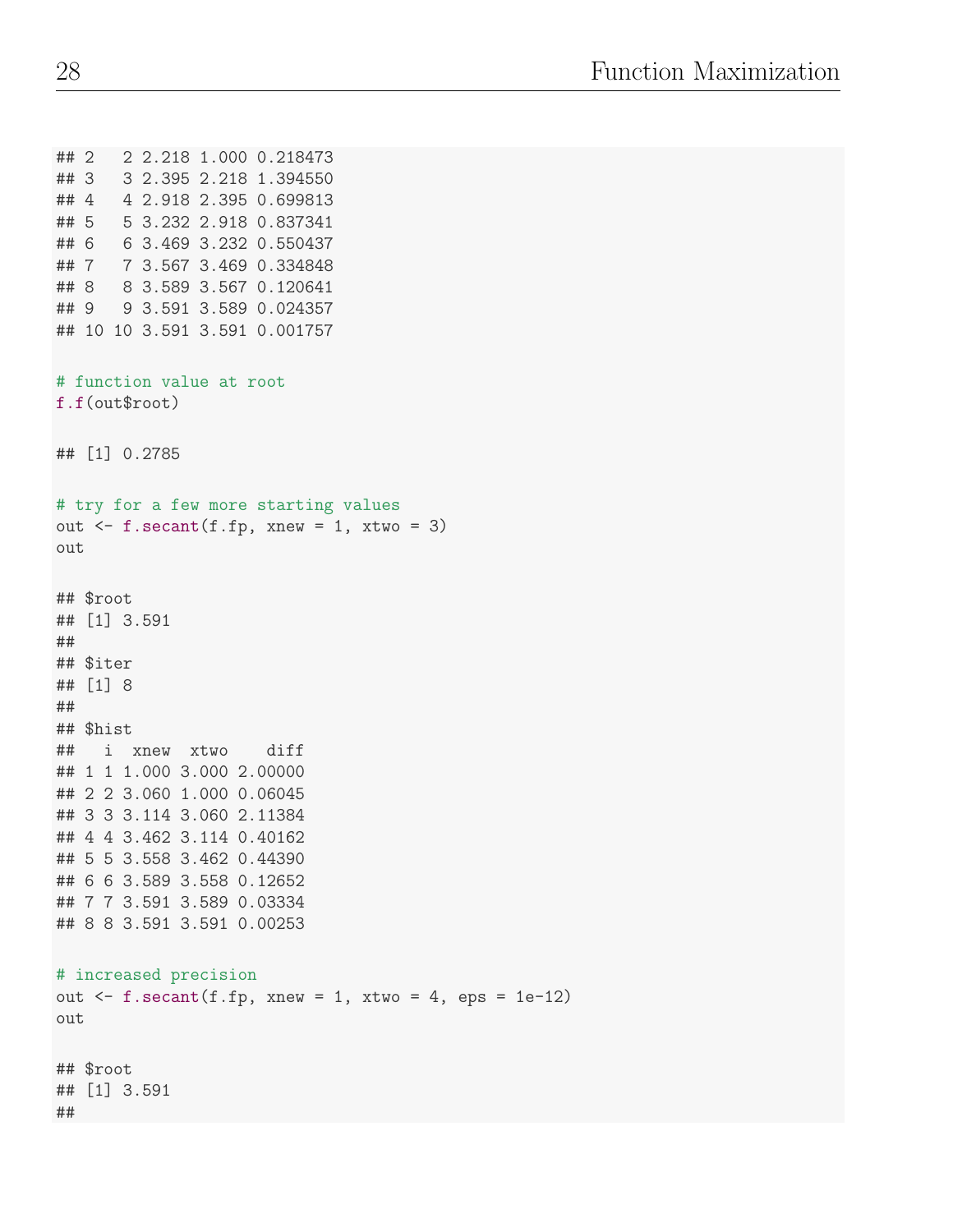```
## 2   2 2.218 1.000 0.218473
## 3   3 2.395 2.218 1.394550
## 4   4 2.918 2.395 0.699813
## 5   5 3.232 2.918 0.837341
## 6   6 3.469 3.232 0.550437
## 7   7 3.567 3.469 0.334848
## 8   8 3.589 3.567 0.120641
## 9   9 3.591 3.589 0.024357
## 10 10 3.591 3.591 0.001757

# function value at root
f.f(out$root)

## [1] 0.2785

# try for a few more starting values
out <- f.secant(f.fp, xnew = 1, xtwo = 3)
out

## $root
## [1] 3.591
##
## $iter
## [1] 8
##
## $hist
##   i  xnew  xtwo    diff
## 1 1 1.000 3.000 2.00000
## 2 2 3.060 1.000 0.06045
## 3 3 3.114 3.060 2.11384
## 4 4 3.462 3.114 0.40162
## 5 5 3.558 3.462 0.44390
## 6 6 3.589 3.558 0.12652
## 7 7 3.591 3.589 0.03334
## 8 8 3.591 3.591 0.00253

# increased precision
out <- f.secant(f.fp, xnew = 1, xtwo = 4, eps = 1e-12)
out

## $root
## [1] 3.591
##
```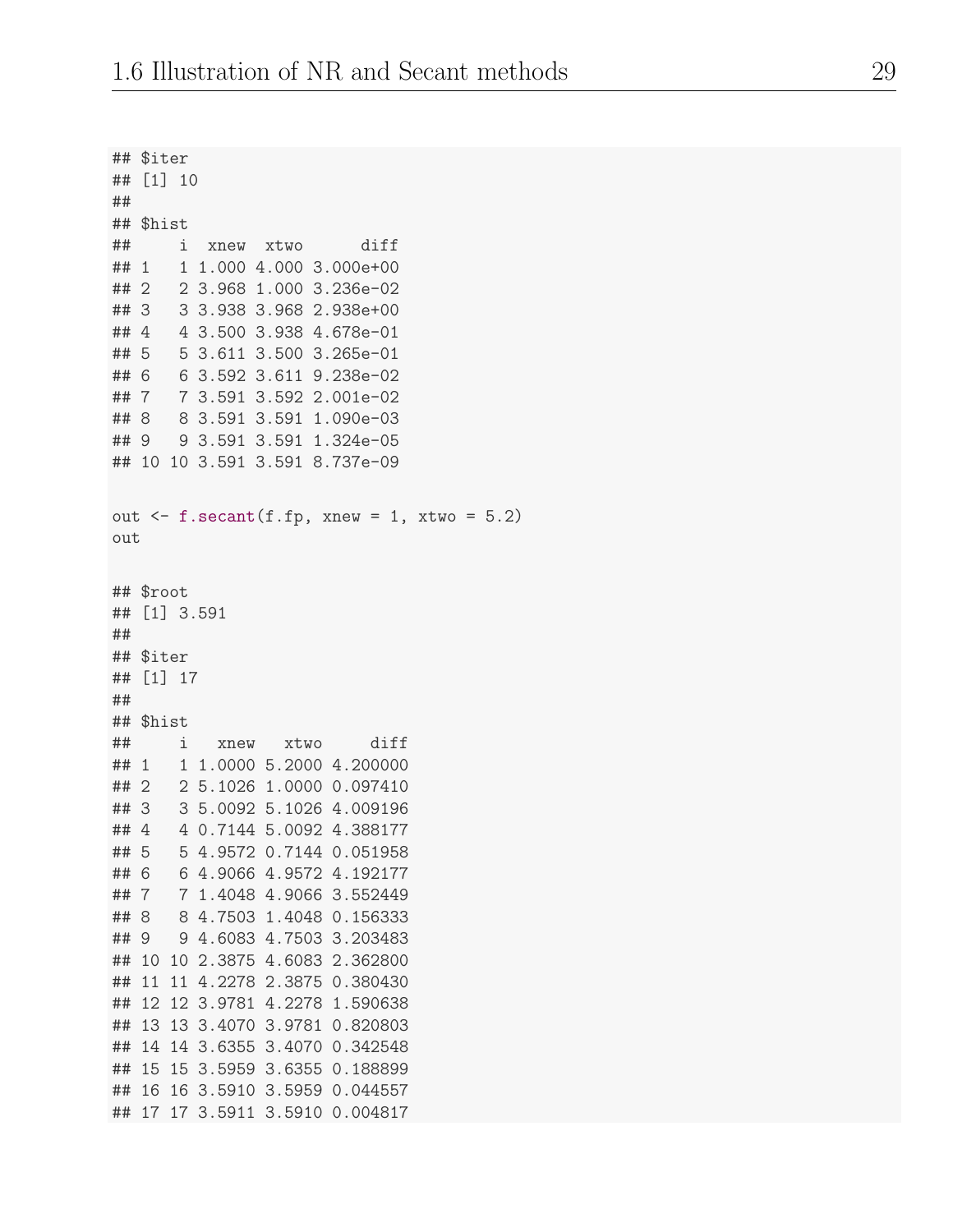```
## $iter
## [1] 10
##
## $hist
##     i  xnew  xtwo      diff
## 1   1 1.000 4.000 3.000e+00
## 2   2 3.968 1.000 3.236e-02
## 3   3 3.938 3.968 2.938e+00
## 4   4 3.500 3.938 4.678e-01
## 5   5 3.611 3.500 3.265e-01
## 6   6 3.592 3.611 9.238e-02
## 7   7 3.591 3.592 2.001e-02
## 8   8 3.591 3.591 1.090e-03
## 9   9 3.591 3.591 1.324e-05
## 10 10 3.591 3.591 8.737e-09
```

```
out <- f.secant(f.fp, xnew = 1, xtwo = 5.2)
out
```

```
## $root
## [1] 3.591
##
## $iter
## [1] 17
##
## $hist
##     i   xnew   xtwo     diff
## 1   1 1.0000 5.2000 4.200000
## 2   2 5.1026 1.0000 0.097410
## 3   3 5.0092 5.1026 4.009196
## 4   4 0.7144 5.0092 4.388177
## 5   5 4.9572 0.7144 0.051958
## 6   6 4.9066 4.9572 4.192177
## 7   7 1.4048 4.9066 3.552449
## 8   8 4.7503 1.4048 0.156333
## 9   9 4.6083 4.7503 3.203483
## 10 10 2.3875 4.6083 2.362800
## 11 11 4.2278 2.3875 0.380430
## 12 12 3.9781 4.2278 1.590638
## 13 13 3.4070 3.9781 0.820803
## 14 14 3.6355 3.4070 0.342548
## 15 15 3.5959 3.6355 0.188899
## 16 16 3.5910 3.5959 0.044557
## 17 17 3.5911 3.5910 0.004817
```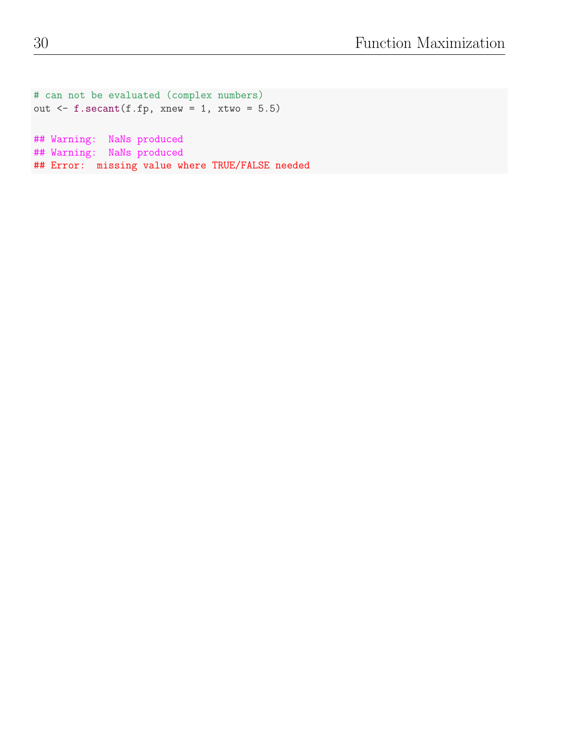```
# can not be evaluated (complex numbers)
out <- f.secant(f.fp, xnew = 1, xtwo = 5.5)

## Warning:  NaNs produced
## Warning:  NaNs produced
## Error:  missing value where TRUE/FALSE needed
```